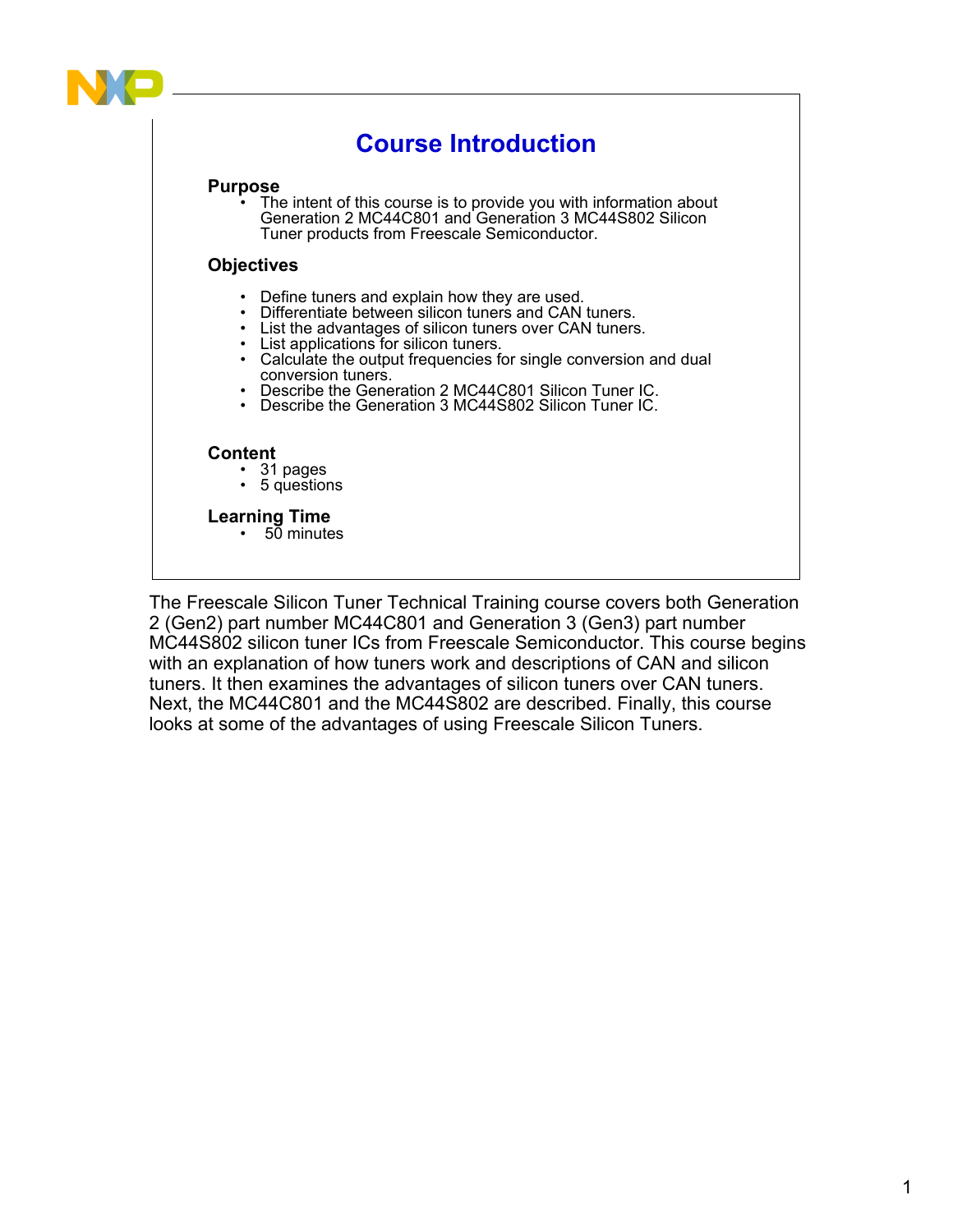# Course Introduction

## Purpose

- The intent of this course is to provide you with information about Generation 2 MC44C801 and Generation 3 MC44S802 Silicon Tuner products from Freescale Semiconductor.

## Objectives

- Define tuners and explain how they are used.
- Differentiate between silicon tuners and CAN tuners.
- List the advantages of silicon tuners over CAN tuners.
- List applications for silicon tuners.
- Calculate the output frequencies for single conversion and dual conversion tuners.
- Describe the Generation 2 MC44C801 Silicon Tuner IC.
- Describe the Generation 3 MC44S802 Silicon Tuner IC.

## Content

- 31 pages
- 5 questions

## Learning Time

- 50 minutes

The Freescale Silicon Tuner Technical Training course covers both Generation 2 (Gen2) part number MC44C801 and Generation 3 (Gen3) part number MC44S802 silicon tuner ICs from Freescale Semiconductor. This course begins with an explanation of how tuners work and descriptions of CAN and silicon tuners. It then examines the advantages of silicon tuners over CAN tuners. Next, the MC44C801 and the MC44S802 are described. Finally, this course looks at some of the advantages of using Freescale Silicon Tuners.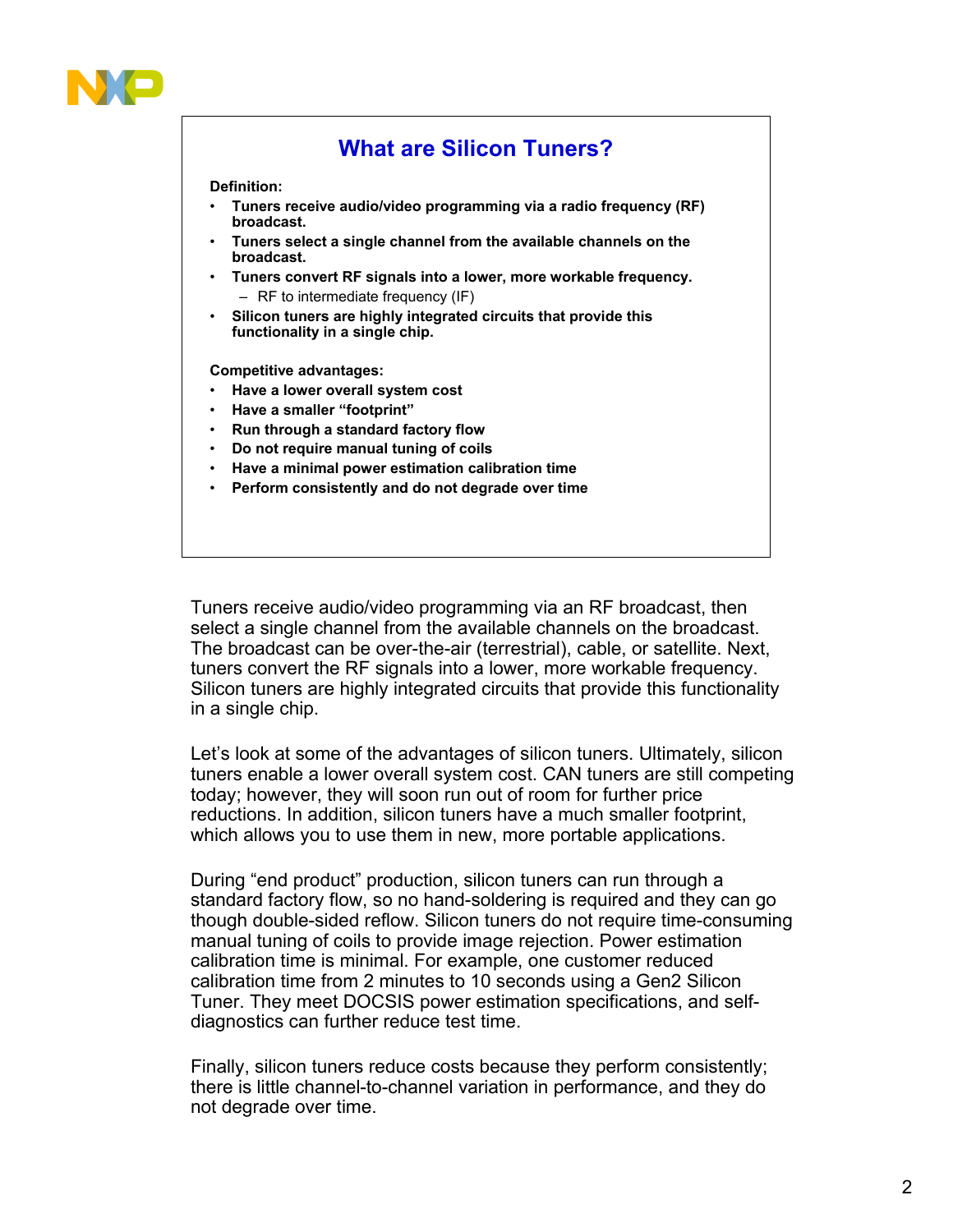## What are Silicon Tuners?

**Definition:**

- **Tuners receive audio/video programming via a radio frequency (RF) broadcast.**
- **Tuners select a single channel from the available channels on the broadcast.**
- **Tuners convert RF signals into a lower, more workable frequency.**
  - RF to intermediate frequency (IF)
- **Silicon tuners are highly integrated circuits that provide this functionality in a single chip.**

**Competitive advantages:**

- **Have a lower overall system cost**
- **Have a smaller "footprint"**
- **Run through a standard factory flow**
- **Do not require manual tuning of coils**
- **Have a minimal power estimation calibration time**
- **Perform consistently and do not degrade over time**

Tuners receive audio/video programming via an RF broadcast, then select a single channel from the available channels on the broadcast. The broadcast can be over-the-air (terrestrial), cable, or satellite. Next, tuners convert the RF signals into a lower, more workable frequency. Silicon tuners are highly integrated circuits that provide this functionality in a single chip.

Let's look at some of the advantages of silicon tuners. Ultimately, silicon tuners enable a lower overall system cost. CAN tuners are still competing today; however, they will soon run out of room for further price reductions. In addition, silicon tuners have a much smaller footprint, which allows you to use them in new, more portable applications.

During "end product" production, silicon tuners can run through a standard factory flow, so no hand-soldering is required and they can go though double-sided reflow. Silicon tuners do not require time-consuming manual tuning of coils to provide image rejection. Power estimation calibration time is minimal. For example, one customer reduced calibration time from 2 minutes to 10 seconds using a Gen2 Silicon Tuner. They meet DOCSIS power estimation specifications, and self-diagnostics can further reduce test time.

Finally, silicon tuners reduce costs because they perform consistently; there is little channel-to-channel variation in performance, and they do not degrade over time.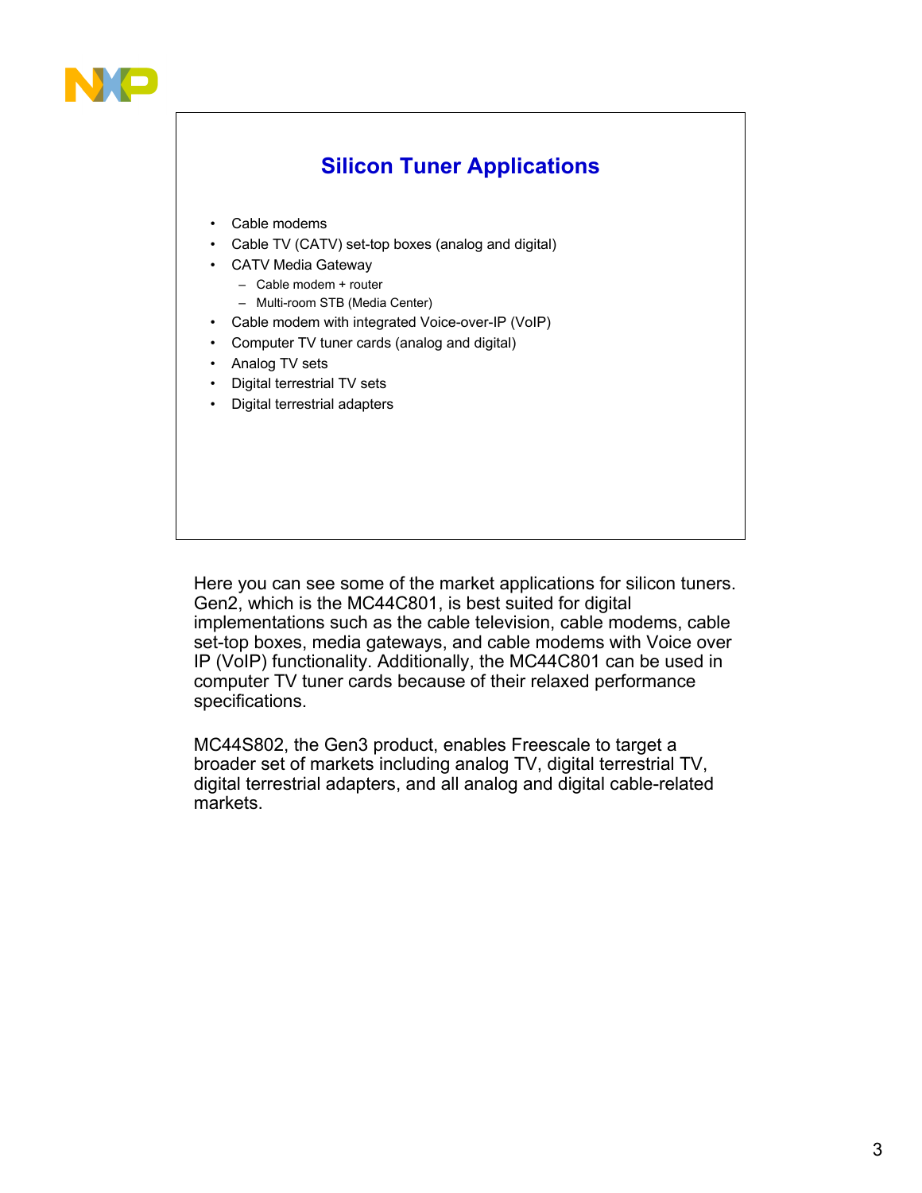## Silicon Tuner Applications

- Cable modems
- Cable TV (CATV) set-top boxes (analog and digital)
- CATV Media Gateway
  - Cable modem + router
  - Multi-room STB (Media Center)
- Cable modem with integrated Voice-over-IP (VoIP)
- Computer TV tuner cards (analog and digital)
- Analog TV sets
- Digital terrestrial TV sets
- Digital terrestrial adapters

Here you can see some of the market applications for silicon tuners. Gen2, which is the MC44C801, is best suited for digital implementations such as the cable television, cable modems, cable set-top boxes, media gateways, and cable modems with Voice over IP (VoIP) functionality. Additionally, the MC44C801 can be used in computer TV tuner cards because of their relaxed performance specifications.

MC44S802, the Gen3 product, enables Freescale to target a broader set of markets including analog TV, digital terrestrial TV, digital terrestrial adapters, and all analog and digital cable-related markets.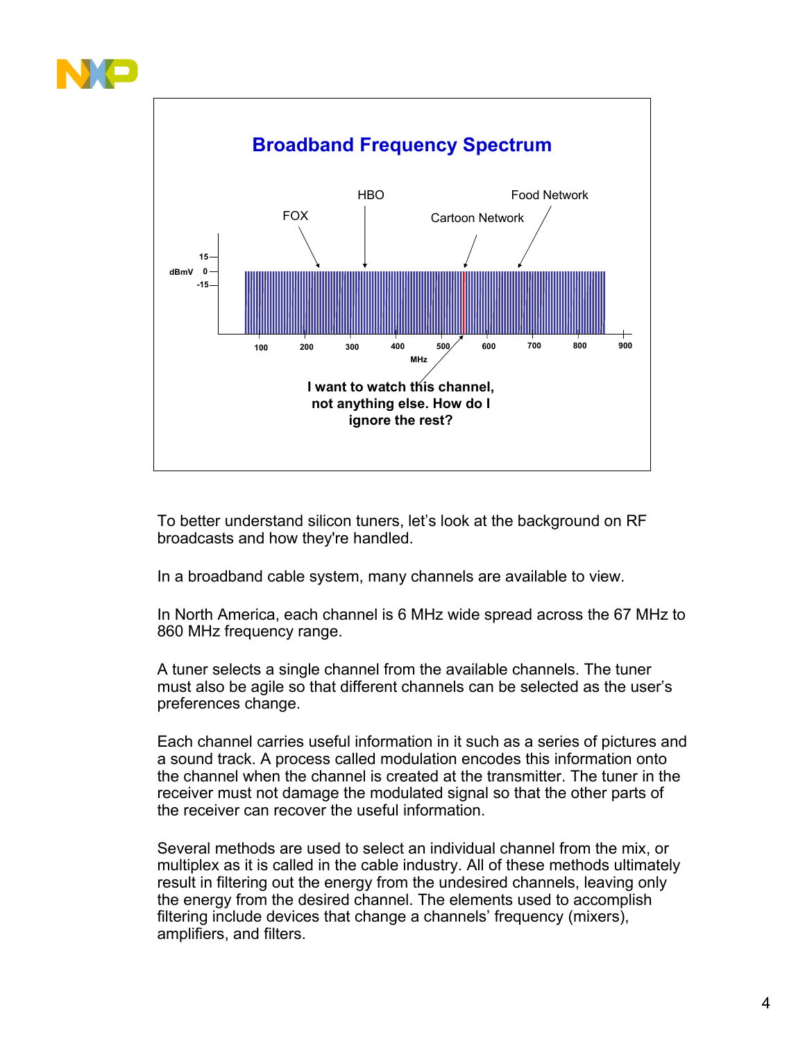## Broadband Frequency Spectrum

FOX

HBO

Cartoon Network

Food Network

15

dBmV 0

-15

100 200 300 400 500 600 700 800 900

MHz

**I want to watch this channel, not anything else. How do I ignore the rest?**

To better understand silicon tuners, let's look at the background on RF broadcasts and how they're handled.

In a broadband cable system, many channels are available to view.

In North America, each channel is 6 MHz wide spread across the 67 MHz to 860 MHz frequency range.

A tuner selects a single channel from the available channels. The tuner must also be agile so that different channels can be selected as the user's preferences change.

Each channel carries useful information in it such as a series of pictures and a sound track. A process called modulation encodes this information onto the channel when the channel is created at the transmitter. The tuner in the receiver must not damage the modulated signal so that the other parts of the receiver can recover the useful information.

Several methods are used to select an individual channel from the mix, or multiplex as it is called in the cable industry. All of these methods ultimately result in filtering out the energy from the undesired channels, leaving only the energy from the desired channel. The elements used to accomplish filtering include devices that change a channels' frequency (mixers), amplifiers, and filters.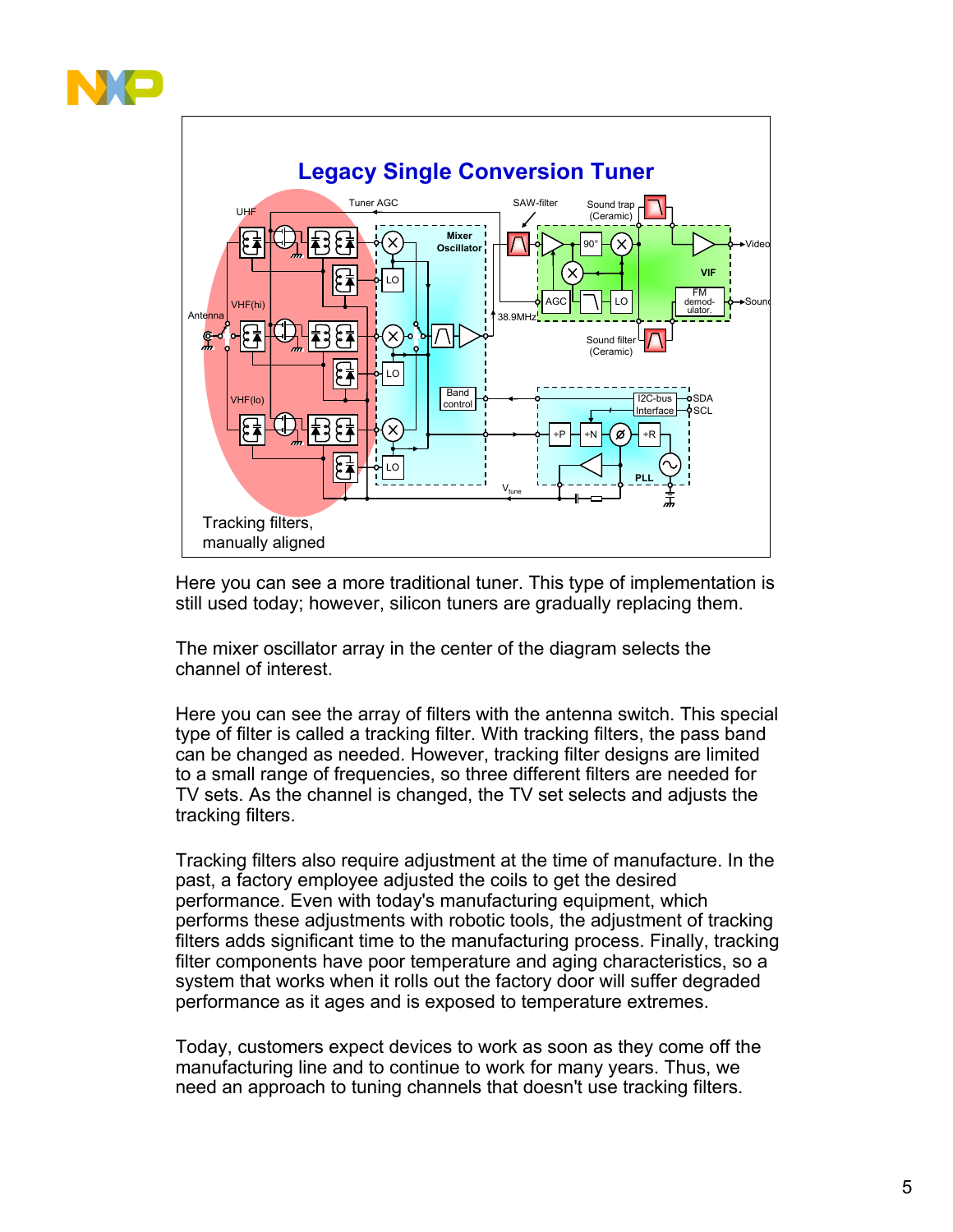## Legacy Single Conversion Tuner

UHF
Tuner AGC
SAW-filter
Sound trap (Ceramic)
Mixer Oscillator
LO
90°
VIF
Video
Antenna
VHF(hi)
LO
AGC
LO
FM demod-ulator.
Sound
38.9MHz
Sound filter (Ceramic)
LO
Band control
I2C-bus Interface
SDA
SCL
VHF(lo)
÷P
÷N
÷R
LO
PLL
$V_{tune}$

Tracking filters, manually aligned

Here you can see a more traditional tuner. This type of implementation is still used today; however, silicon tuners are gradually replacing them.

The mixer oscillator array in the center of the diagram selects the channel of interest.

Here you can see the array of filters with the antenna switch. This special type of filter is called a tracking filter. With tracking filters, the pass band can be changed as needed. However, tracking filter designs are limited to a small range of frequencies, so three different filters are needed for TV sets. As the channel is changed, the TV set selects and adjusts the tracking filters.

Tracking filters also require adjustment at the time of manufacture. In the past, a factory employee adjusted the coils to get the desired performance. Even with today's manufacturing equipment, which performs these adjustments with robotic tools, the adjustment of tracking filters adds significant time to the manufacturing process. Finally, tracking filter components have poor temperature and aging characteristics, so a system that works when it rolls out the factory door will suffer degraded performance as it ages and is exposed to temperature extremes.

Today, customers expect devices to work as soon as they come off the manufacturing line and to continue to work for many years. Thus, we need an approach to tuning channels that doesn't use tracking filters.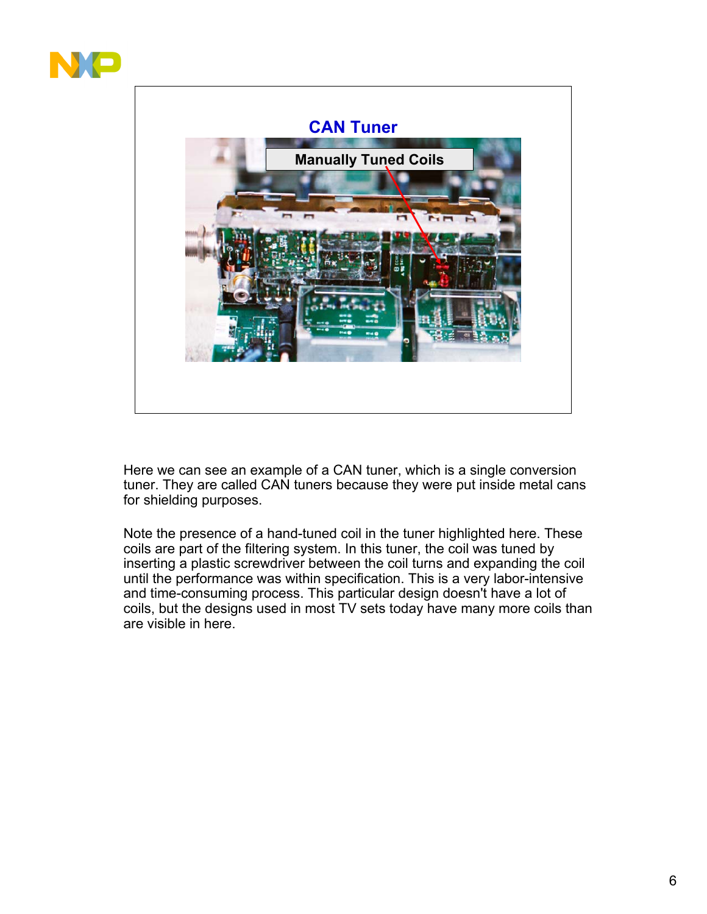## CAN Tuner

Manually Tuned Coils

Here we can see an example of a CAN tuner, which is a single conversion tuner. They are called CAN tuners because they were put inside metal cans for shielding purposes.

Note the presence of a hand-tuned coil in the tuner highlighted here. These coils are part of the filtering system. In this tuner, the coil was tuned by inserting a plastic screwdriver between the coil turns and expanding the coil until the performance was within specification. This is a very labor-intensive and time-consuming process. This particular design doesn't have a lot of coils, but the designs used in most TV sets today have many more coils than are visible in here.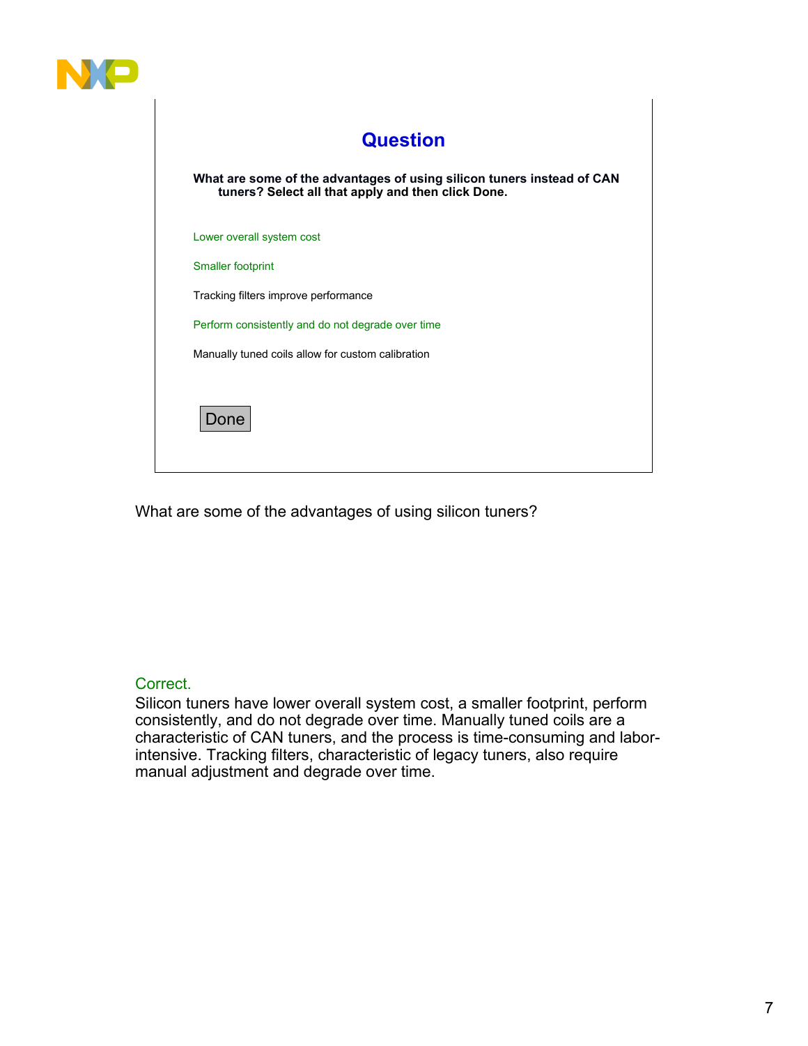## Question

**What are some of the advantages of using silicon tuners instead of CAN tuners? Select all that apply and then click Done.**

- Lower overall system cost
- Smaller footprint
- Tracking filters improve performance
- Perform consistently and do not degrade over time
- Manually tuned coils allow for custom calibration

Done

What are some of the advantages of using silicon tuners?

Correct.

Silicon tuners have lower overall system cost, a smaller footprint, perform consistently, and do not degrade over time. Manually tuned coils are a characteristic of CAN tuners, and the process is time-consuming and labor-intensive. Tracking filters, characteristic of legacy tuners, also require manual adjustment and degrade over time.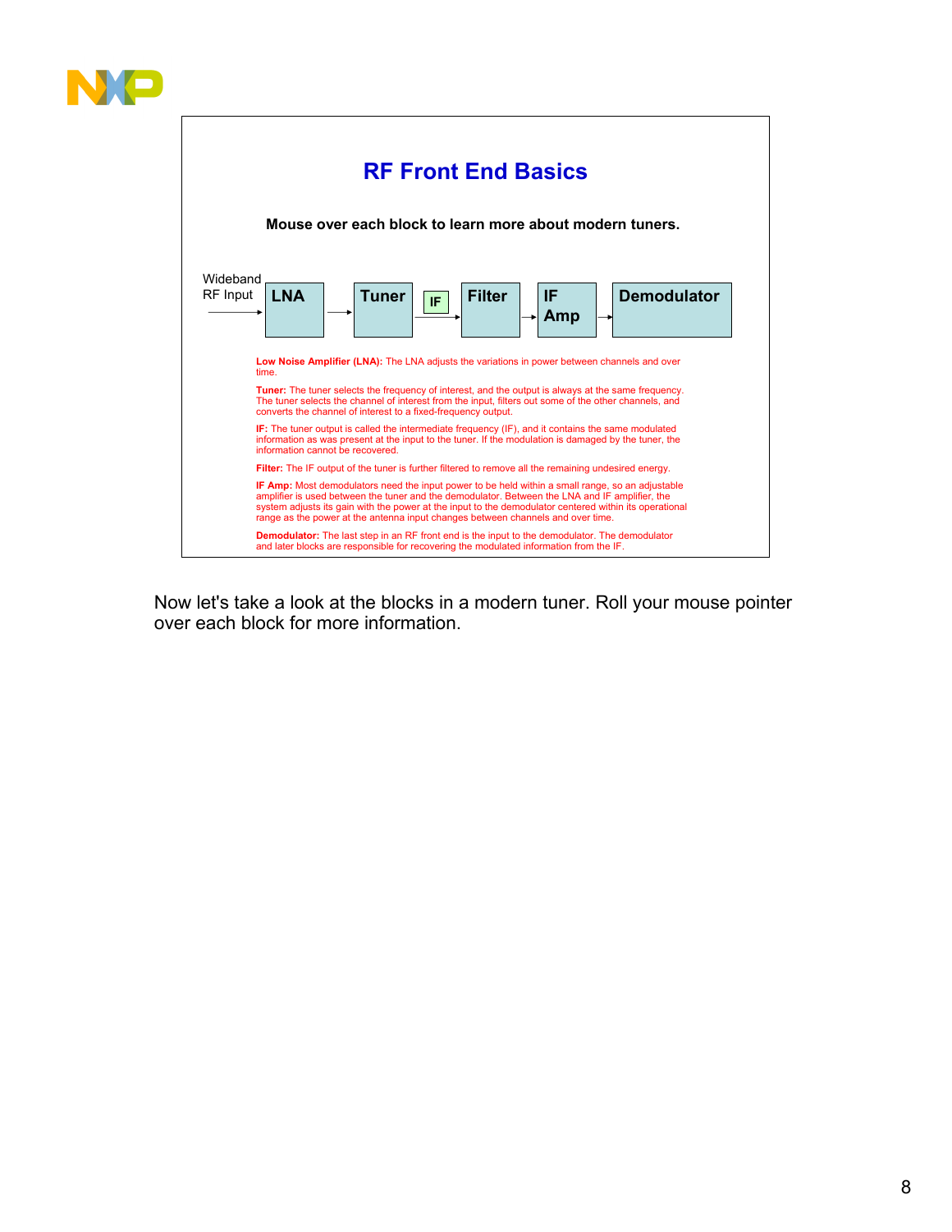## RF Front End Basics

**Mouse over each block to learn more about modern tuners.**

Wideband RF Input → LNA → Tuner → IF → Filter → IF Amp → Demodulator

**Low Noise Amplifier (LNA):** The LNA adjusts the variations in power between channels and over time.

**Tuner:** The tuner selects the frequency of interest, and the output is always at the same frequency. The tuner selects the channel of interest from the input, filters out some of the other channels, and converts the channel of interest to a fixed-frequency output.

**IF:** The tuner output is called the intermediate frequency (IF), and it contains the same modulated information as was present at the input to the tuner. If the modulation is damaged by the tuner, the information cannot be recovered.

**Filter:** The IF output of the tuner is further filtered to remove all the remaining undesired energy.

**IF Amp:** Most demodulators need the input power to be held within a small range, so an adjustable amplifier is used between the tuner and the demodulator. Between the LNA and IF amplifier, the system adjusts its gain with the power at the input to the demodulator centered within its operational range as the power at the antenna input changes between channels and over time.

**Demodulator:** The last step in an RF front end is the input to the demodulator. The demodulator and later blocks are responsible for recovering the modulated information from the IF.

Now let's take a look at the blocks in a modern tuner. Roll your mouse pointer over each block for more information.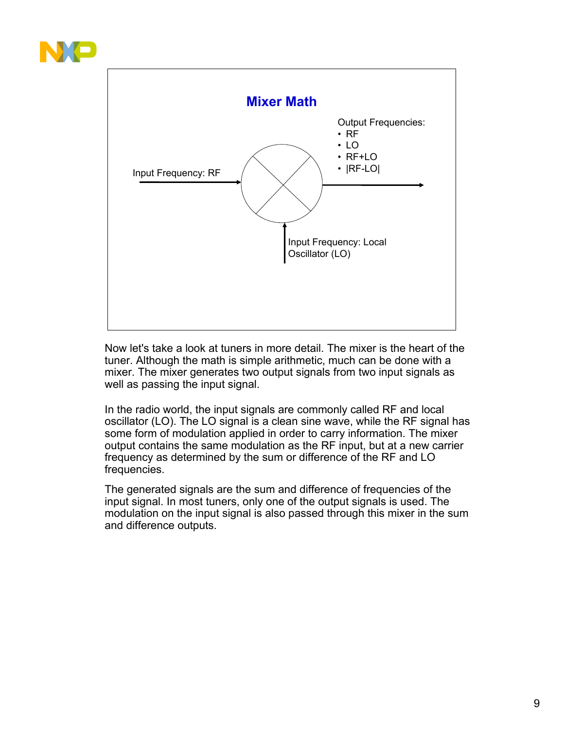## Mixer Math

Input Frequency: RF

Input Frequency: Local Oscillator (LO)

Output Frequencies:
- RF
- LO
- RF+LO
- |RF-LO|

Now let's take a look at tuners in more detail. The mixer is the heart of the tuner. Although the math is simple arithmetic, much can be done with a mixer. The mixer generates two output signals from two input signals as well as passing the input signal.

In the radio world, the input signals are commonly called RF and local oscillator (LO). The LO signal is a clean sine wave, while the RF signal has some form of modulation applied in order to carry information. The mixer output contains the same modulation as the RF input, but at a new carrier frequency as determined by the sum or difference of the RF and LO frequencies.

The generated signals are the sum and difference of frequencies of the input signal. In most tuners, only one of the output signals is used. The modulation on the input signal is also passed through this mixer in the sum and difference outputs.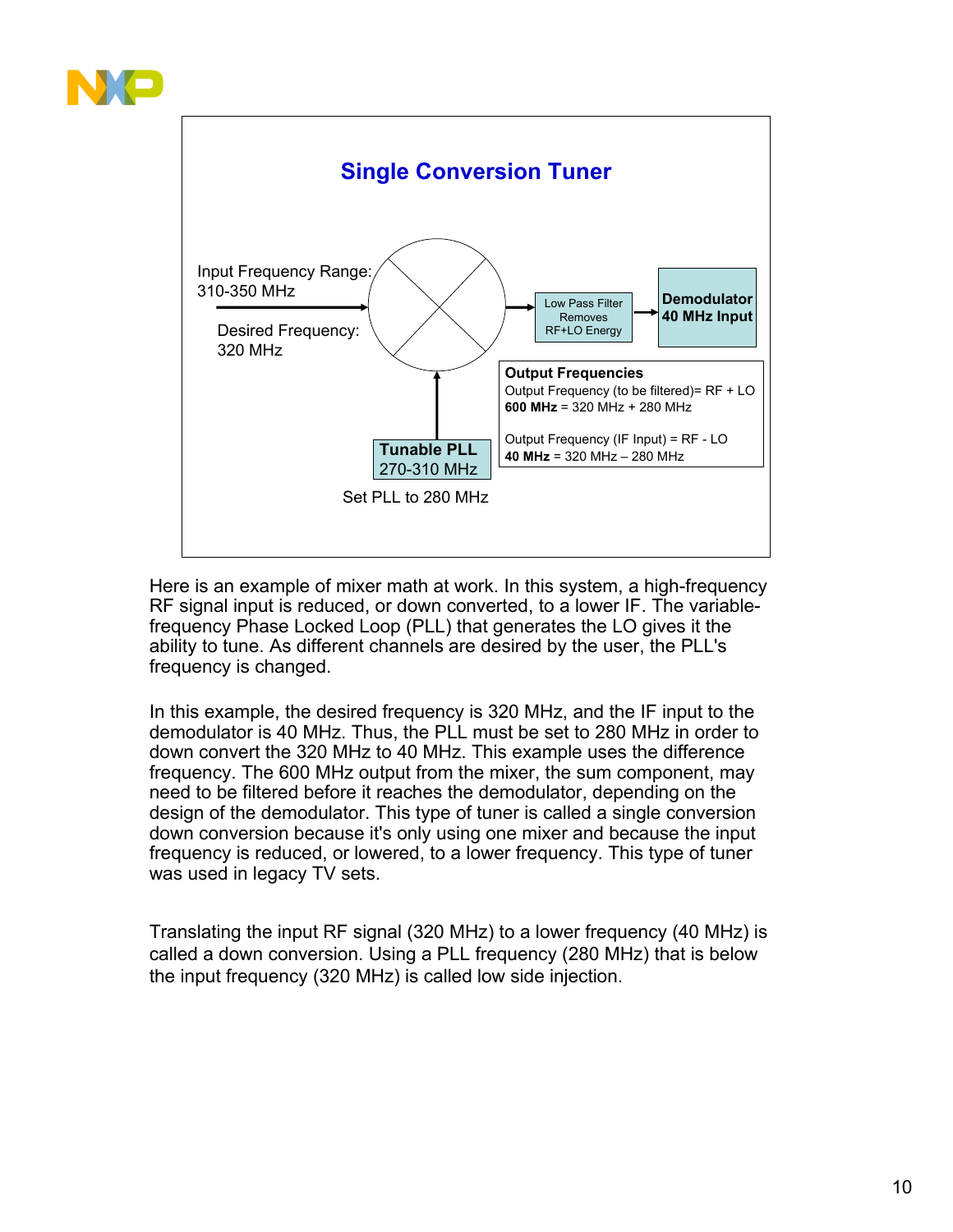## Single Conversion Tuner

Input Frequency Range: 310-350 MHz

Desired Frequency: 320 MHz

Low Pass Filter Removes RF+LO Energy

**Demodulator 40 MHz Input**

**Tunable PLL** 270-310 MHz

Set PLL to 280 MHz

**Output Frequencies**

Output Frequency (to be filtered)= RF + LO
**600 MHz** = 320 MHz + 280 MHz

Output Frequency (IF Input) = RF - LO
**40 MHz** = 320 MHz – 280 MHz

Here is an example of mixer math at work. In this system, a high-frequency RF signal input is reduced, or down converted, to a lower IF. The variable-frequency Phase Locked Loop (PLL) that generates the LO gives it the ability to tune. As different channels are desired by the user, the PLL's frequency is changed.

In this example, the desired frequency is 320 MHz, and the IF input to the demodulator is 40 MHz. Thus, the PLL must be set to 280 MHz in order to down convert the 320 MHz to 40 MHz. This example uses the difference frequency. The 600 MHz output from the mixer, the sum component, may need to be filtered before it reaches the demodulator, depending on the design of the demodulator. This type of tuner is called a single conversion down conversion because it's only using one mixer and because the input frequency is reduced, or lowered, to a lower frequency. This type of tuner was used in legacy TV sets.

Translating the input RF signal (320 MHz) to a lower frequency (40 MHz) is called a down conversion. Using a PLL frequency (280 MHz) that is below the input frequency (320 MHz) is called low side injection.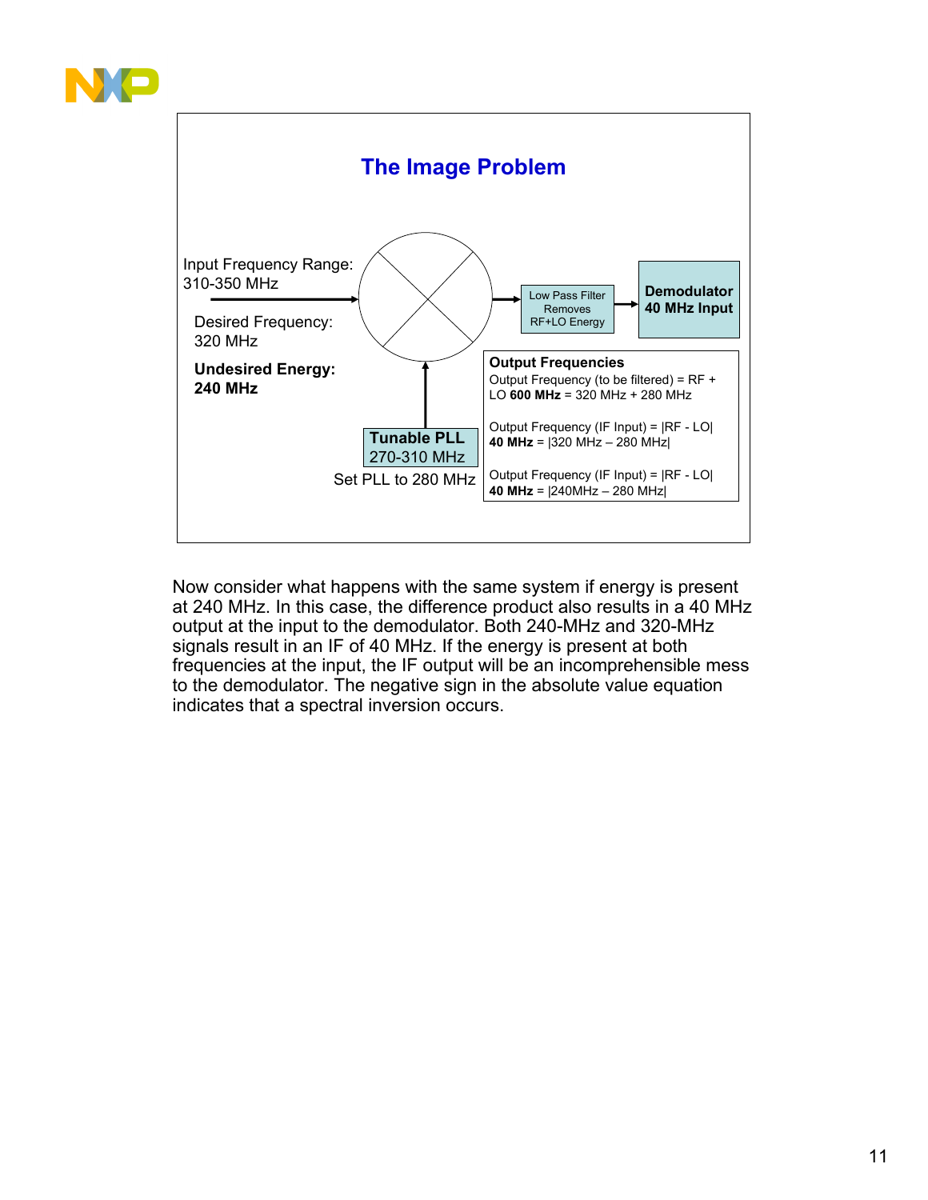## The Image Problem

Input Frequency Range:
310-350 MHz

Desired Frequency:
320 MHz

**Undesired Energy:**
**240 MHz**

**Tunable PLL**
270-310 MHz

Set PLL to 280 MHz

Low Pass Filter
Removes
RF+LO Energy

**Demodulator**
**40 MHz Input**

**Output Frequencies**

Output Frequency (to be filtered) = RF + LO **600 MHz** = 320 MHz + 280 MHz

Output Frequency (IF Input) = |RF - LO|
**40 MHz** = |320 MHz – 280 MHz|

Output Frequency (IF Input) = |RF - LO|
**40 MHz** = |240MHz – 280 MHz|

Now consider what happens with the same system if energy is present at 240 MHz. In this case, the difference product also results in a 40 MHz output at the input to the demodulator. Both 240-MHz and 320-MHz signals result in an IF of 40 MHz. If the energy is present at both frequencies at the input, the IF output will be an incomprehensible mess to the demodulator. The negative sign in the absolute value equation indicates that a spectral inversion occurs.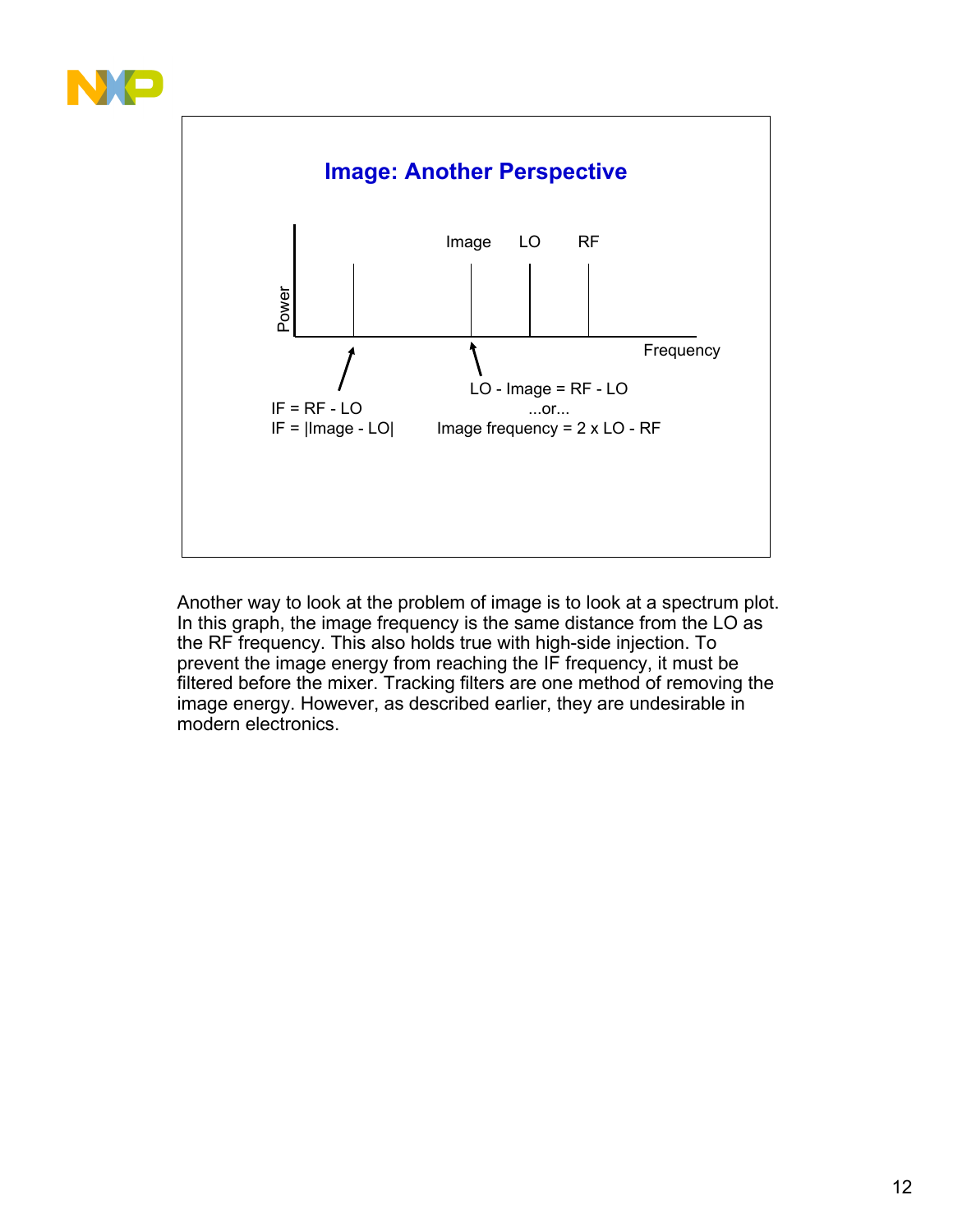## Image: Another Perspective

Image LO RF

Power

Frequency

IF = RF - LO
IF = |Image - LO|

LO - Image = RF - LO
...or...
Image frequency = 2 x LO - RF

Another way to look at the problem of image is to look at a spectrum plot. In this graph, the image frequency is the same distance from the LO as the RF frequency. This also holds true with high-side injection. To prevent the image energy from reaching the IF frequency, it must be filtered before the mixer. Tracking filters are one method of removing the image energy. However, as described earlier, they are undesirable in modern electronics.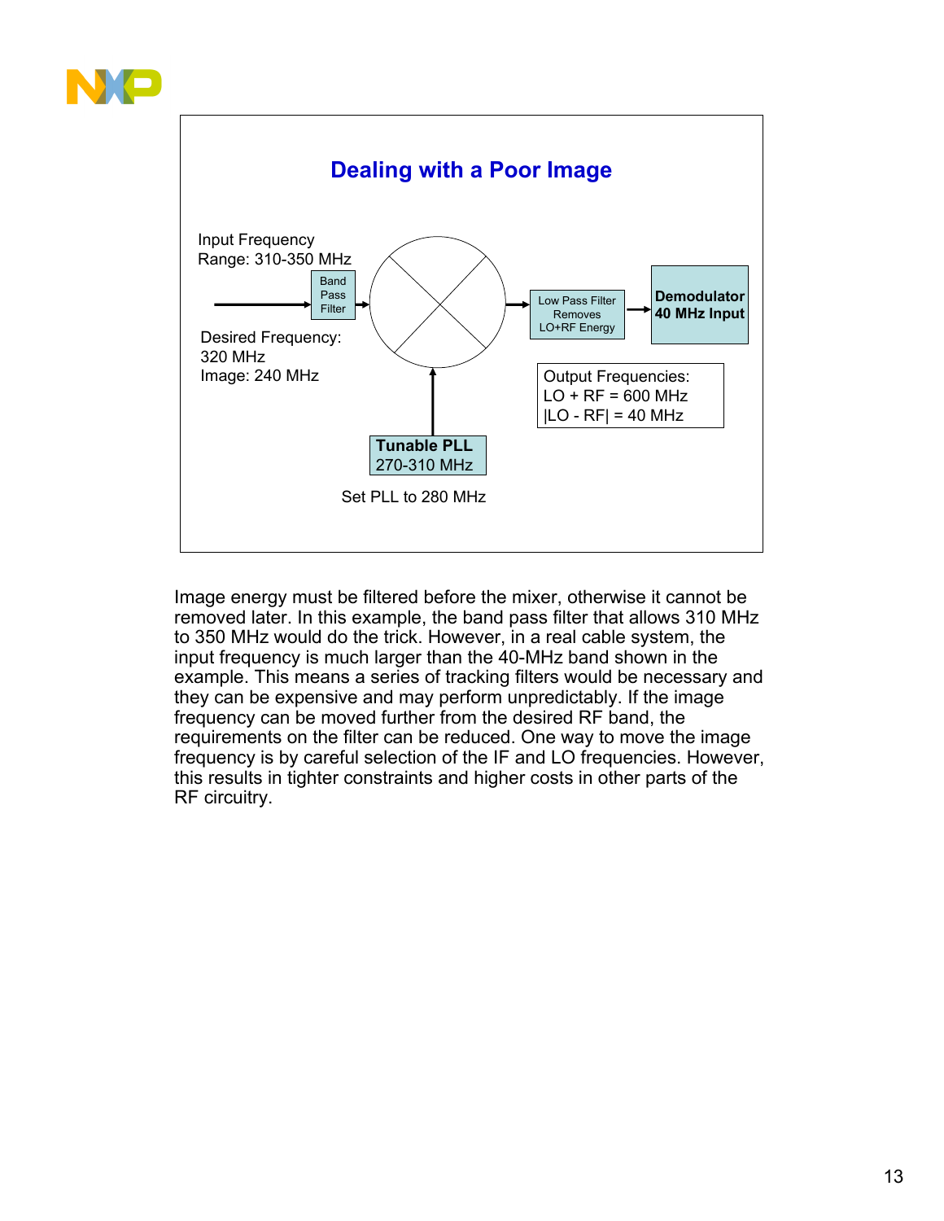## Dealing with a Poor Image

Input Frequency
Range: 310-350 MHz

Band Pass Filter

Desired Frequency:
320 MHz
Image: 240 MHz

Tunable PLL
270-310 MHz

Set PLL to 280 MHz

Low Pass Filter Removes LO+RF Energy

Demodulator
40 MHz Input

Output Frequencies:
LO + RF = 600 MHz
|LO - RF| = 40 MHz

Image energy must be filtered before the mixer, otherwise it cannot be removed later. In this example, the band pass filter that allows 310 MHz to 350 MHz would do the trick. However, in a real cable system, the input frequency is much larger than the 40-MHz band shown in the example. This means a series of tracking filters would be necessary and they can be expensive and may perform unpredictably. If the image frequency can be moved further from the desired RF band, the requirements on the filter can be reduced. One way to move the image frequency is by careful selection of the IF and LO frequencies. However, this results in tighter constraints and higher costs in other parts of the RF circuitry.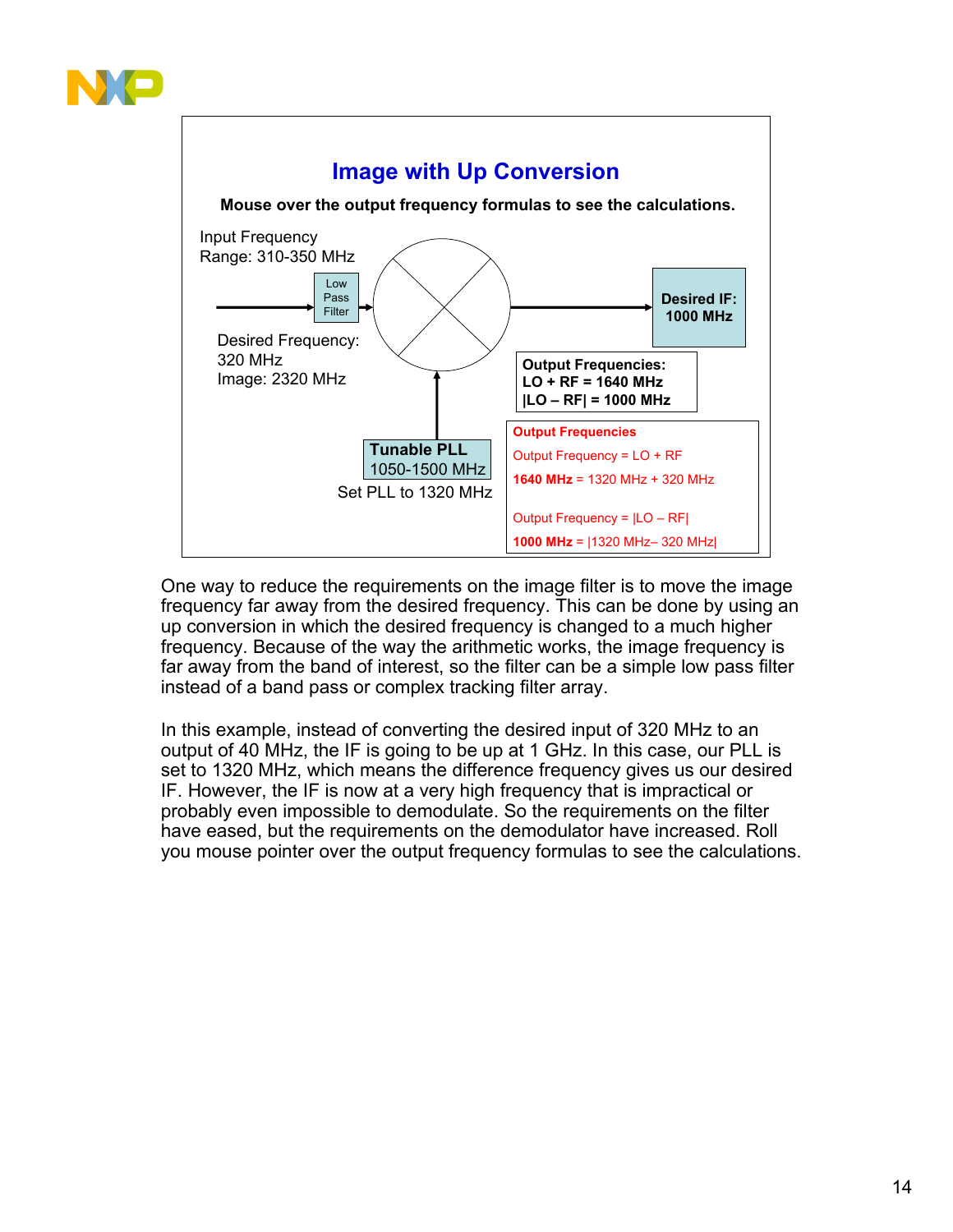## Image with Up Conversion

**Mouse over the output frequency formulas to see the calculations.**

Input Frequency
Range: 310-350 MHz

Low Pass Filter

Desired Frequency: 320 MHz
Image: 2320 MHz

**Desired IF: 1000 MHz**

**Output Frequencies:**
**LO + RF = 1640 MHz**
**|LO – RF| = 1000 MHz**

**Tunable PLL**
1050-1500 MHz
Set PLL to 1320 MHz

**Output Frequencies**

Output Frequency = LO + RF

**1640 MHz** = 1320 MHz + 320 MHz

Output Frequency = |LO – RF|

**1000 MHz** = |1320 MHz– 320 MHz|

One way to reduce the requirements on the image filter is to move the image frequency far away from the desired frequency. This can be done by using an up conversion in which the desired frequency is changed to a much higher frequency. Because of the way the arithmetic works, the image frequency is far away from the band of interest, so the filter can be a simple low pass filter instead of a band pass or complex tracking filter array.

In this example, instead of converting the desired input of 320 MHz to an output of 40 MHz, the IF is going to be up at 1 GHz. In this case, our PLL is set to 1320 MHz, which means the difference frequency gives us our desired IF. However, the IF is now at a very high frequency that is impractical or probably even impossible to demodulate. So the requirements on the filter have eased, but the requirements on the demodulator have increased. Roll you mouse pointer over the output frequency formulas to see the calculations.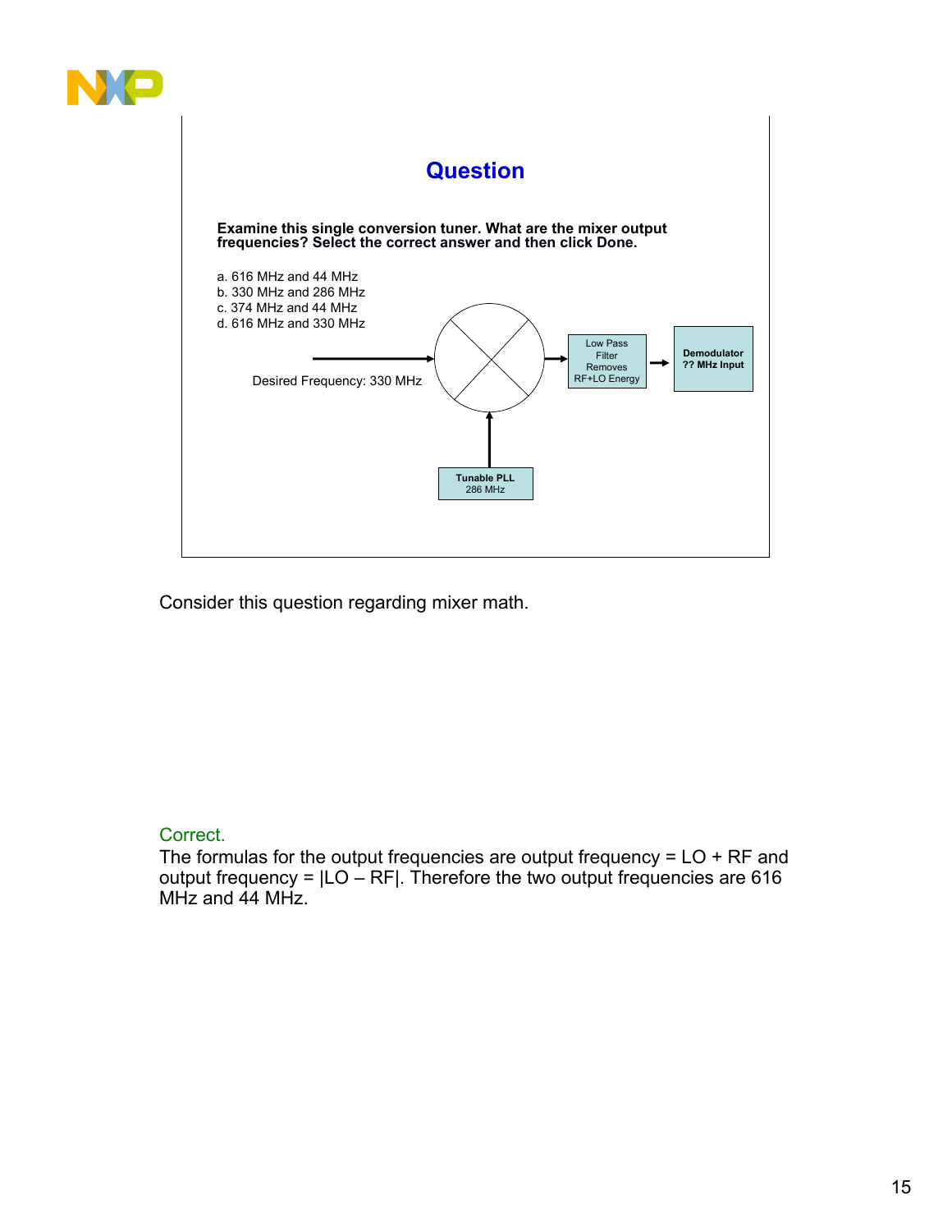## Question

**Examine this single conversion tuner. What are the mixer output frequencies? Select the correct answer and then click Done.**

a. 616 MHz and 44 MHz
b. 330 MHz and 286 MHz
c. 374 MHz and 44 MHz
d. 616 MHz and 330 MHz

Desired Frequency: 330 MHz

Low Pass Filter Removes RF+LO Energy

**Demodulator ?? MHz Input**

**Tunable PLL** 286 MHz

Consider this question regarding mixer math.

Correct.
The formulas for the output frequencies are output frequency = LO + RF and output frequency = |LO – RF|. Therefore the two output frequencies are 616 MHz and 44 MHz.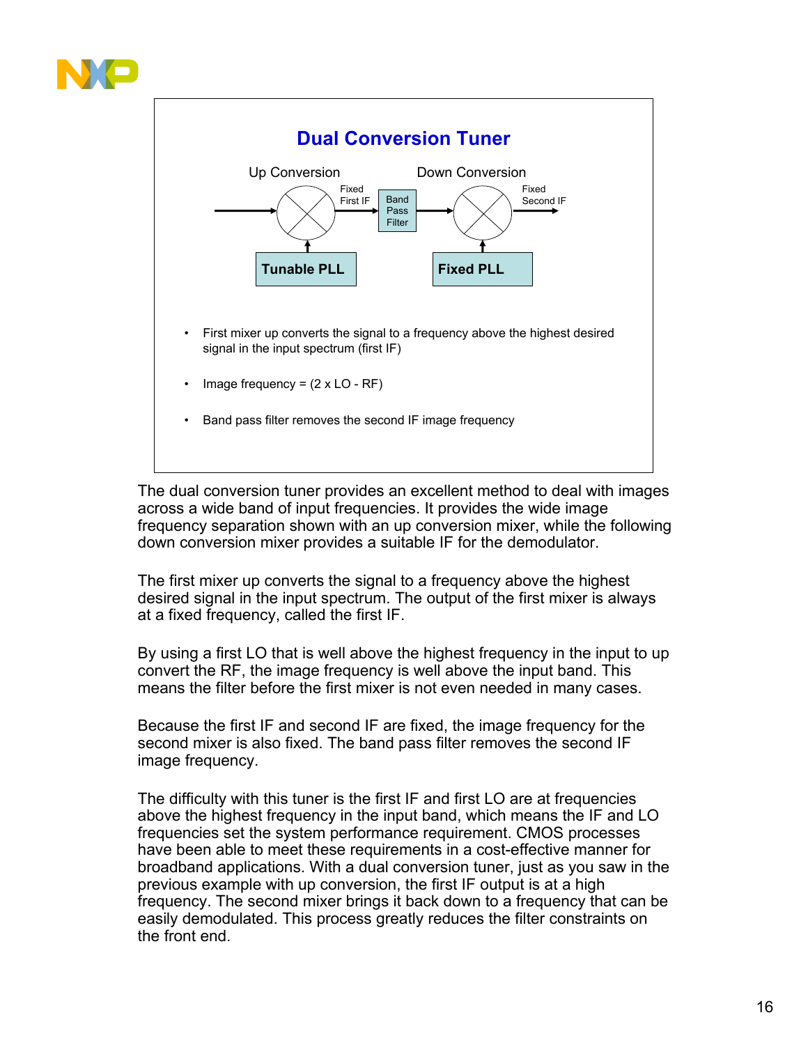## Dual Conversion Tuner

Up Conversion

Down Conversion

Fixed First IF

Band Pass Filter

Fixed Second IF

Tunable PLL

Fixed PLL

- First mixer up converts the signal to a frequency above the highest desired signal in the input spectrum (first IF)
- Image frequency = (2 x LO - RF)
- Band pass filter removes the second IF image frequency

The dual conversion tuner provides an excellent method to deal with images across a wide band of input frequencies. It provides the wide image frequency separation shown with an up conversion mixer, while the following down conversion mixer provides a suitable IF for the demodulator.

The first mixer up converts the signal to a frequency above the highest desired signal in the input spectrum. The output of the first mixer is always at a fixed frequency, called the first IF.

By using a first LO that is well above the highest frequency in the input to up convert the RF, the image frequency is well above the input band. This means the filter before the first mixer is not even needed in many cases.

Because the first IF and second IF are fixed, the image frequency for the second mixer is also fixed. The band pass filter removes the second IF image frequency.

The difficulty with this tuner is the first IF and first LO are at frequencies above the highest frequency in the input band, which means the IF and LO frequencies set the system performance requirement. CMOS processes have been able to meet these requirements in a cost-effective manner for broadband applications. With a dual conversion tuner, just as you saw in the previous example with up conversion, the first IF output is at a high frequency. The second mixer brings it back down to a frequency that can be easily demodulated. This process greatly reduces the filter constraints on the front end.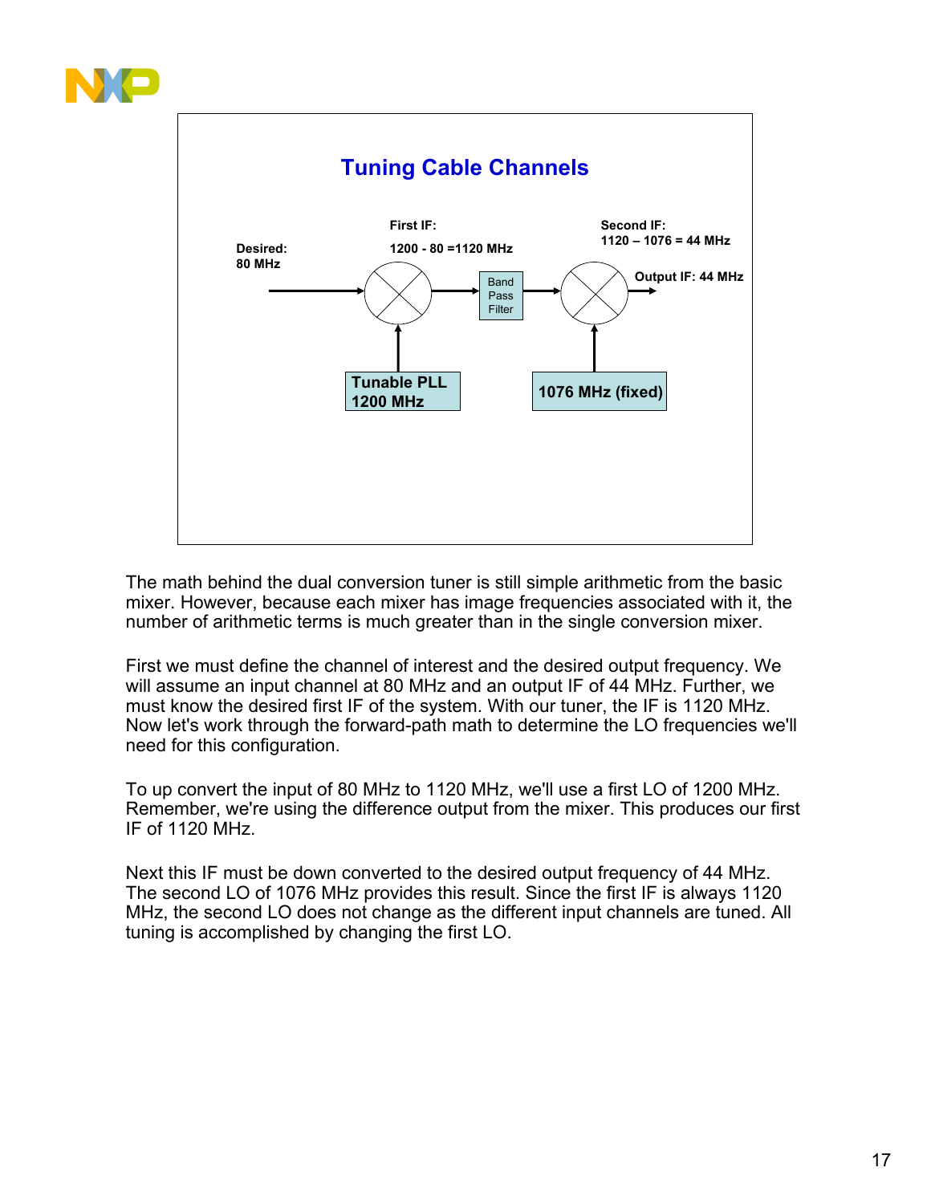## Tuning Cable Channels

Desired:
80 MHz

First IF:
1200 - 80 =1120 MHz

Band Pass Filter

Second IF:
1120 – 1076 = 44 MHz

Output IF: 44 MHz

Tunable PLL
1200 MHz

1076 MHz (fixed)

The math behind the dual conversion tuner is still simple arithmetic from the basic mixer. However, because each mixer has image frequencies associated with it, the number of arithmetic terms is much greater than in the single conversion mixer.

First we must define the channel of interest and the desired output frequency. We will assume an input channel at 80 MHz and an output IF of 44 MHz. Further, we must know the desired first IF of the system. With our tuner, the IF is 1120 MHz. Now let's work through the forward-path math to determine the LO frequencies we'll need for this configuration.

To up convert the input of 80 MHz to 1120 MHz, we'll use a first LO of 1200 MHz. Remember, we're using the difference output from the mixer. This produces our first IF of 1120 MHz.

Next this IF must be down converted to the desired output frequency of 44 MHz. The second LO of 1076 MHz provides this result. Since the first IF is always 1120 MHz, the second LO does not change as the different input channels are tuned. All tuning is accomplished by changing the first LO.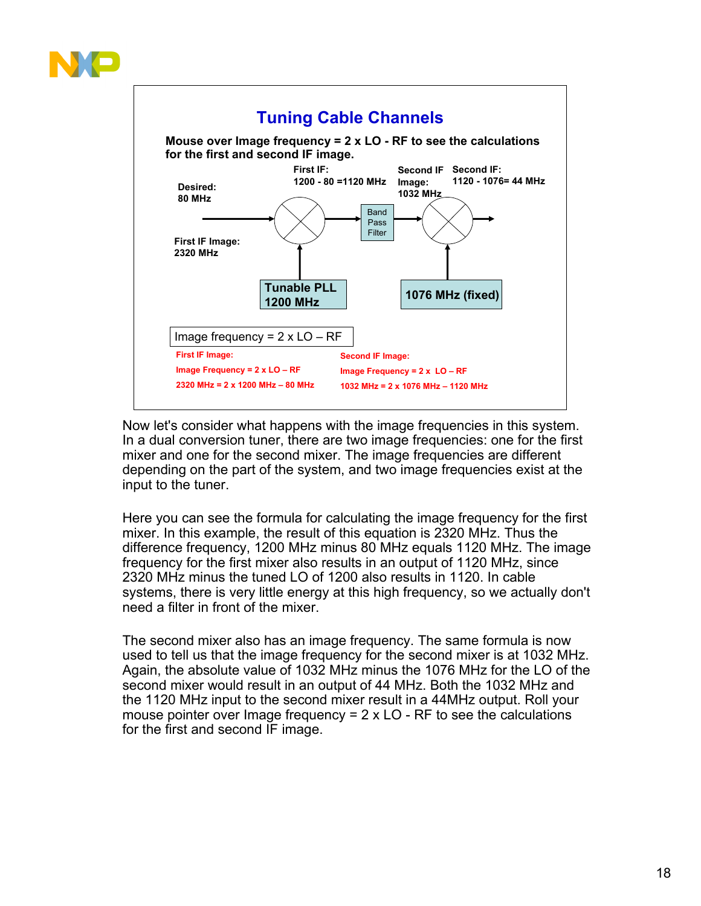## Tuning Cable Channels

**Mouse over Image frequency = 2 x LO - RF to see the calculations for the first and second IF image.**

Desired:
80 MHz

First IF:
1200 - 80 =1120 MHz

Second IF Image:
1032 MHz

Second IF:
1120 - 1076= 44 MHz

Band Pass Filter

First IF Image:
2320 MHz

Tunable PLL
1200 MHz

1076 MHz (fixed)

Image frequency = 2 x LO – RF

First IF Image:
Image Frequency = 2 x LO – RF
2320 MHz = 2 x 1200 MHz – 80 MHz

Second IF Image:
Image Frequency = 2 x LO – RF
1032 MHz = 2 x 1076 MHz – 1120 MHz

Now let's consider what happens with the image frequencies in this system. In a dual conversion tuner, there are two image frequencies: one for the first mixer and one for the second mixer. The image frequencies are different depending on the part of the system, and two image frequencies exist at the input to the tuner.

Here you can see the formula for calculating the image frequency for the first mixer. In this example, the result of this equation is 2320 MHz. Thus the difference frequency, 1200 MHz minus 80 MHz equals 1120 MHz. The image frequency for the first mixer also results in an output of 1120 MHz, since 2320 MHz minus the tuned LO of 1200 also results in 1120. In cable systems, there is very little energy at this high frequency, so we actually don't need a filter in front of the mixer.

The second mixer also has an image frequency. The same formula is now used to tell us that the image frequency for the second mixer is at 1032 MHz. Again, the absolute value of 1032 MHz minus the 1076 MHz for the LO of the second mixer would result in an output of 44 MHz. Both the 1032 MHz and the 1120 MHz input to the second mixer result in a 44MHz output. Roll your mouse pointer over Image frequency = 2 x LO - RF to see the calculations for the first and second IF image.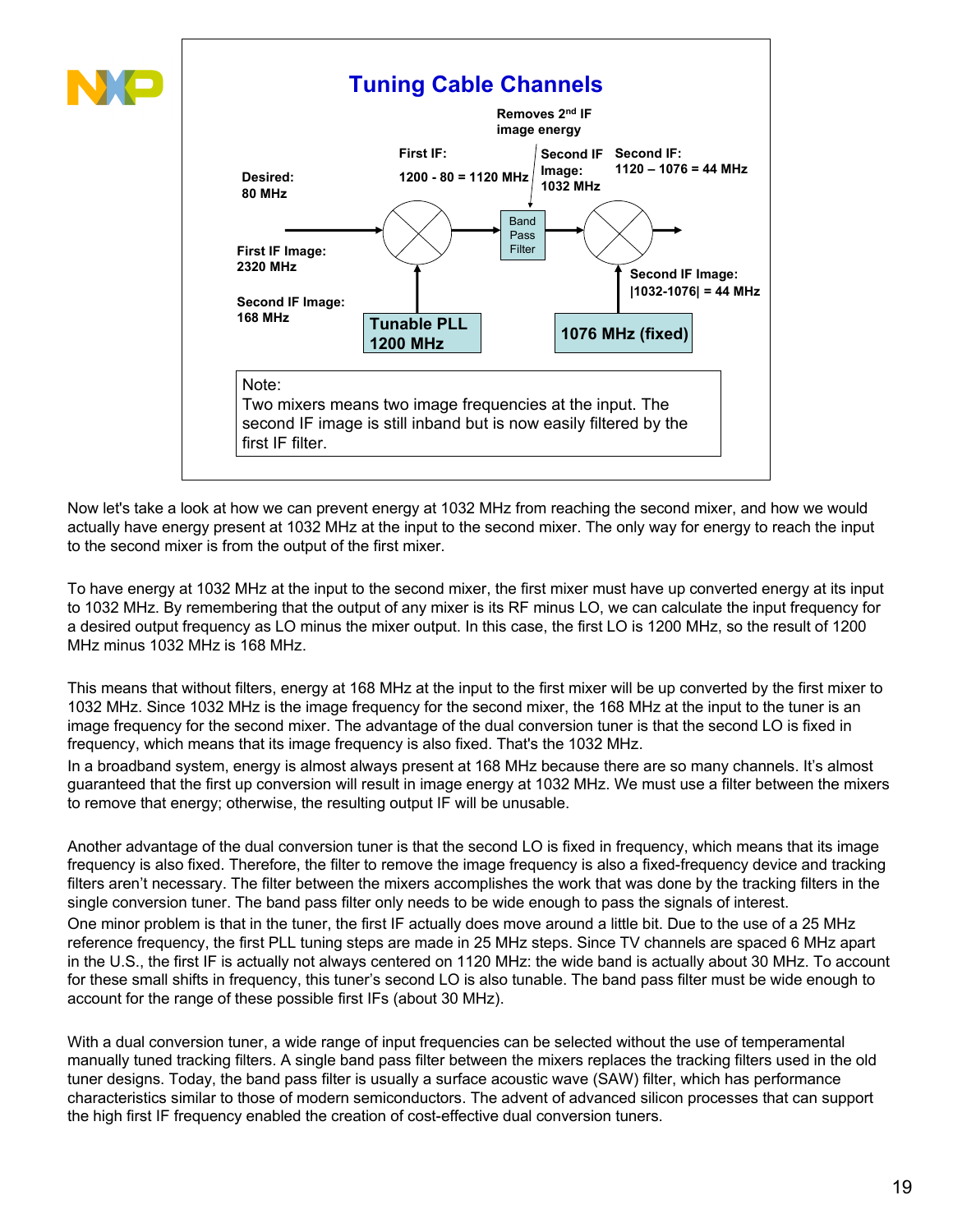## Tuning Cable Channels

Desired:
80 MHz

First IF:
1200 - 80 = 1120 MHz

Removes 2nd IF image energy

Second IF Image:
1032 MHz

Second IF:
1120 – 1076 = 44 MHz

Band Pass Filter

First IF Image:
2320 MHz

Second IF Image:
168 MHz

Tunable PLL
1200 MHz

1076 MHz (fixed)

Second IF Image:
|1032-1076| = 44 MHz

Note:
Two mixers means two image frequencies at the input. The second IF image is still inband but is now easily filtered by the first IF filter.

Now let's take a look at how we can prevent energy at 1032 MHz from reaching the second mixer, and how we would actually have energy present at 1032 MHz at the input to the second mixer. The only way for energy to reach the input to the second mixer is from the output of the first mixer.

To have energy at 1032 MHz at the input to the second mixer, the first mixer must have up converted energy at its input to 1032 MHz. By remembering that the output of any mixer is its RF minus LO, we can calculate the input frequency for a desired output frequency as LO minus the mixer output. In this case, the first LO is 1200 MHz, so the result of 1200 MHz minus 1032 MHz is 168 MHz.

This means that without filters, energy at 168 MHz at the input to the first mixer will be up converted by the first mixer to 1032 MHz. Since 1032 MHz is the image frequency for the second mixer, the 168 MHz at the input to the tuner is an image frequency for the second mixer. The advantage of the dual conversion tuner is that the second LO is fixed in frequency, which means that its image frequency is also fixed. That's the 1032 MHz.
In a broadband system, energy is almost always present at 168 MHz because there are so many channels. It's almost guaranteed that the first up conversion will result in image energy at 1032 MHz. We must use a filter between the mixers to remove that energy; otherwise, the resulting output IF will be unusable.

Another advantage of the dual conversion tuner is that the second LO is fixed in frequency, which means that its image frequency is also fixed. Therefore, the filter to remove the image frequency is also a fixed-frequency device and tracking filters aren't necessary. The filter between the mixers accomplishes the work that was done by the tracking filters in the single conversion tuner. The band pass filter only needs to be wide enough to pass the signals of interest.
One minor problem is that in the tuner, the first IF actually does move around a little bit. Due to the use of a 25 MHz reference frequency, the first PLL tuning steps are made in 25 MHz steps. Since TV channels are spaced 6 MHz apart in the U.S., the first IF is actually not always centered on 1120 MHz: the wide band is actually about 30 MHz. To account for these small shifts in frequency, this tuner's second LO is also tunable. The band pass filter must be wide enough to account for the range of these possible first IFs (about 30 MHz).

With a dual conversion tuner, a wide range of input frequencies can be selected without the use of temperamental manually tuned tracking filters. A single band pass filter between the mixers replaces the tracking filters used in the old tuner designs. Today, the band pass filter is usually a surface acoustic wave (SAW) filter, which has performance characteristics similar to those of modern semiconductors. The advent of advanced silicon processes that can support the high first IF frequency enabled the creation of cost-effective dual conversion tuners.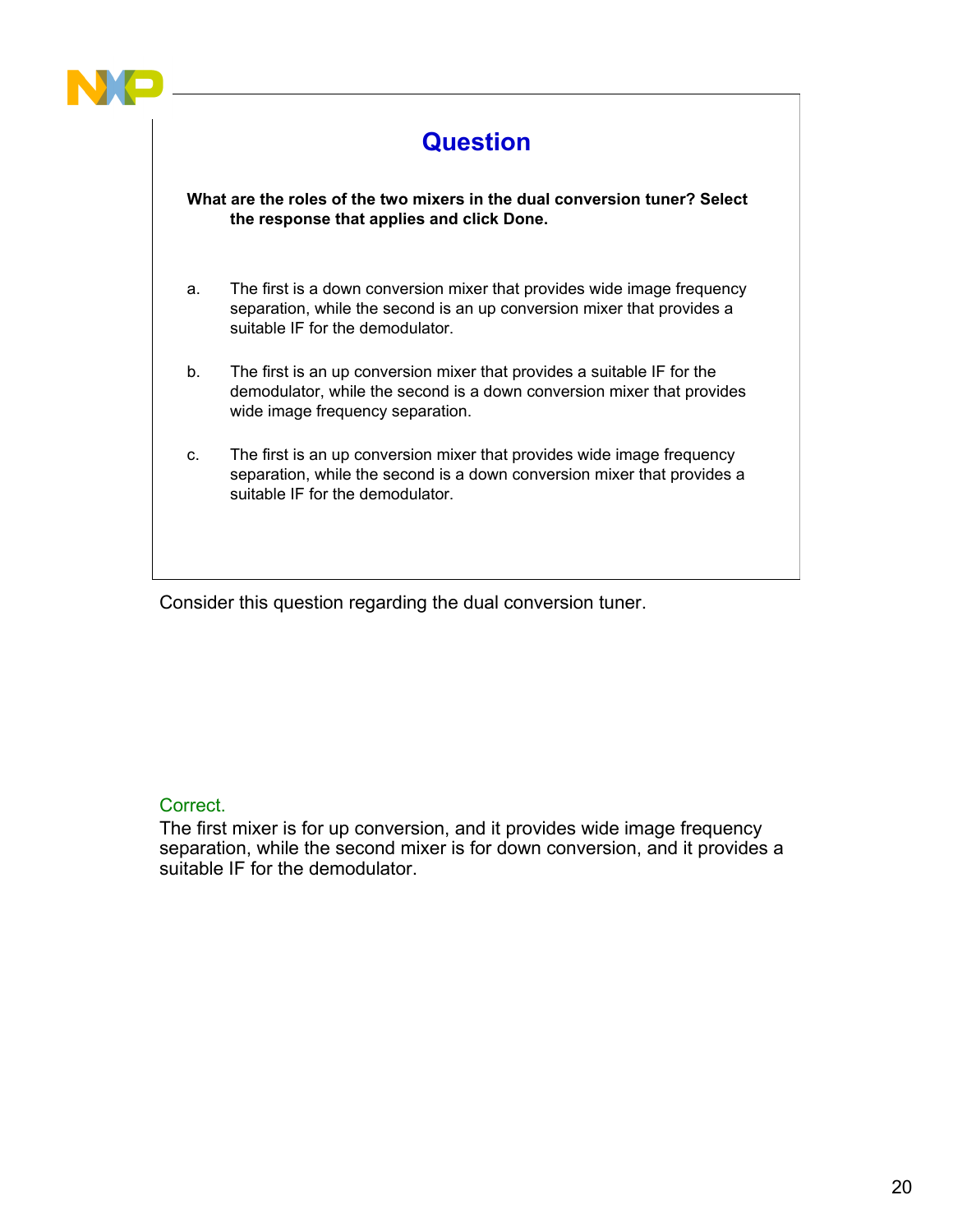# Question

**What are the roles of the two mixers in the dual conversion tuner? Select the response that applies and click Done.**

a. The first is a down conversion mixer that provides wide image frequency separation, while the second is an up conversion mixer that provides a suitable IF for the demodulator.

b. The first is an up conversion mixer that provides a suitable IF for the demodulator, while the second is a down conversion mixer that provides wide image frequency separation.

c. The first is an up conversion mixer that provides wide image frequency separation, while the second is a down conversion mixer that provides a suitable IF for the demodulator.

Consider this question regarding the dual conversion tuner.

Correct.

The first mixer is for up conversion, and it provides wide image frequency separation, while the second mixer is for down conversion, and it provides a suitable IF for the demodulator.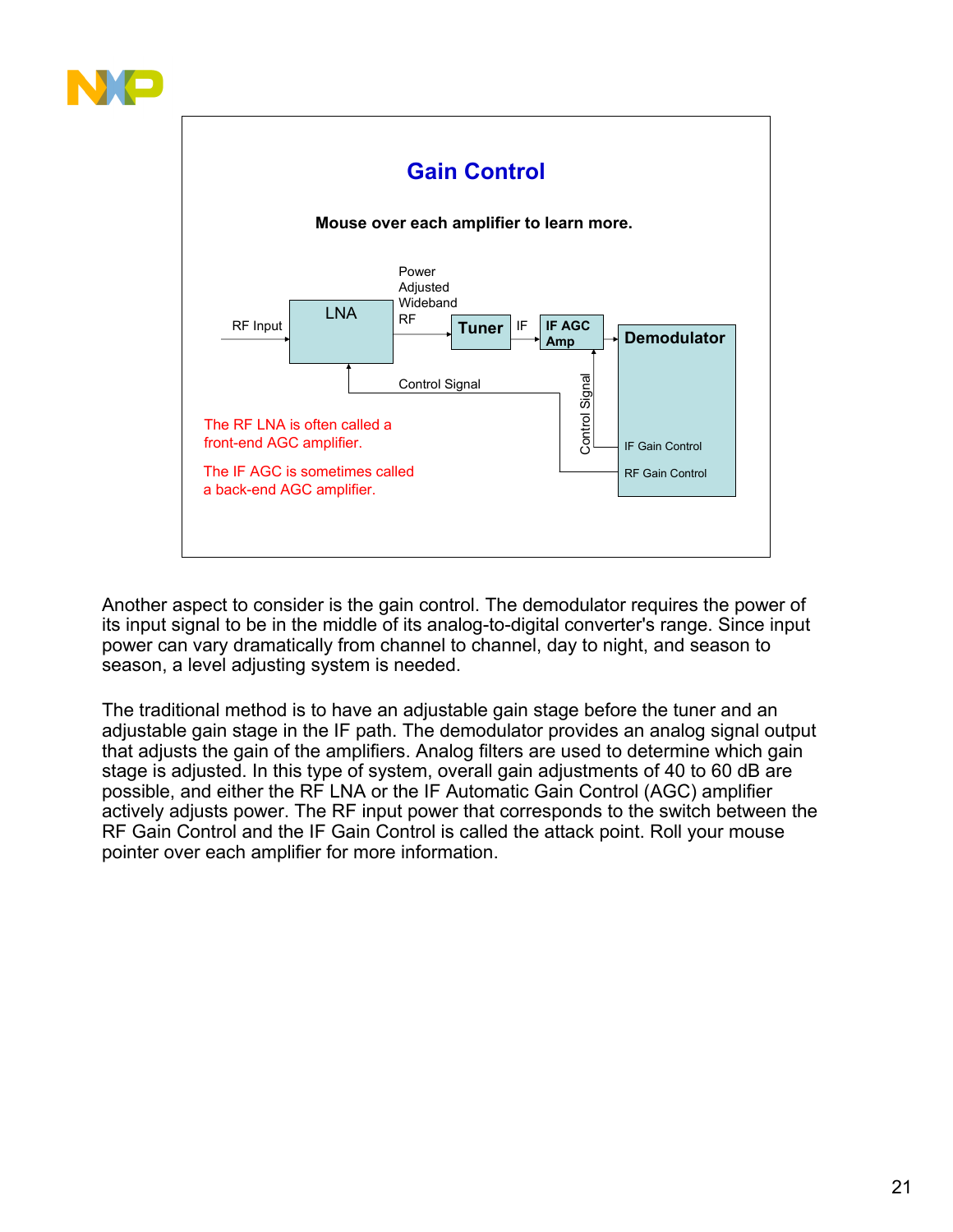## Gain Control

**Mouse over each amplifier to learn more.**

RF Input

LNA

Power Adjusted Wideband RF

Tuner

IF

IF AGC Amp

Demodulator

Control Signal

Control Signal

IF Gain Control

RF Gain Control

The RF LNA is often called a front-end AGC amplifier.

The IF AGC is sometimes called a back-end AGC amplifier.

Another aspect to consider is the gain control. The demodulator requires the power of its input signal to be in the middle of its analog-to-digital converter's range. Since input power can vary dramatically from channel to channel, day to night, and season to season, a level adjusting system is needed.

The traditional method is to have an adjustable gain stage before the tuner and an adjustable gain stage in the IF path. The demodulator provides an analog signal output that adjusts the gain of the amplifiers. Analog filters are used to determine which gain stage is adjusted. In this type of system, overall gain adjustments of 40 to 60 dB are possible, and either the RF LNA or the IF Automatic Gain Control (AGC) amplifier actively adjusts power. The RF input power that corresponds to the switch between the RF Gain Control and the IF Gain Control is called the attack point. Roll your mouse pointer over each amplifier for more information.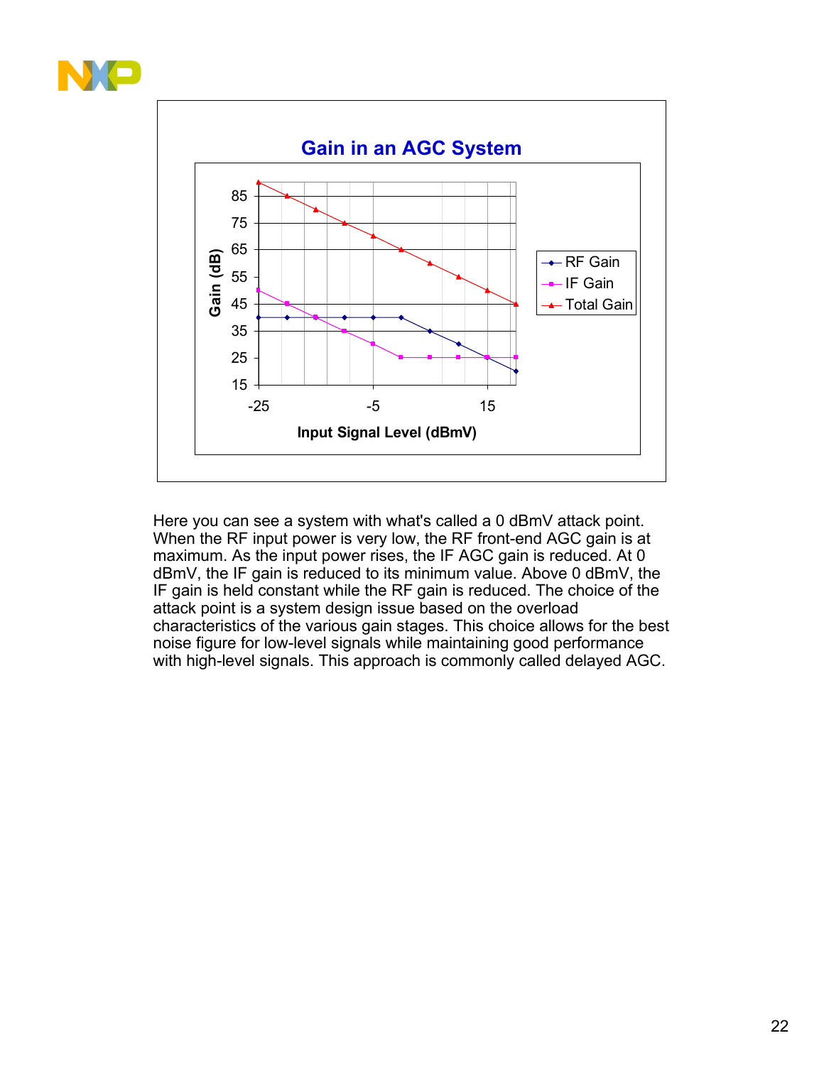**Gain in an AGC System**

Gain (dB)

85
75
65
55
45
35
25
15

-25
-5
15

Input Signal Level (dBmV)

RF Gain
IF Gain
Total Gain

Here you can see a system with what's called a 0 dBmV attack point. When the RF input power is very low, the RF front-end AGC gain is at maximum. As the input power rises, the IF AGC gain is reduced. At 0 dBmV, the IF gain is reduced to its minimum value. Above 0 dBmV, the IF gain is held constant while the RF gain is reduced. The choice of the attack point is a system design issue based on the overload characteristics of the various gain stages. This choice allows for the best noise figure for low-level signals while maintaining good performance with high-level signals. This approach is commonly called delayed AGC.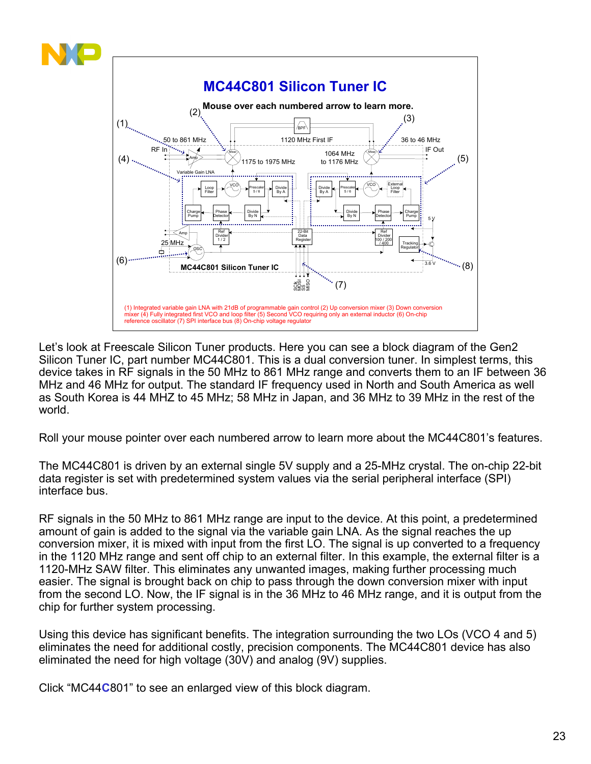## MC44C801 Silicon Tuner IC

Mouse over each numbered arrow to learn more.

(1) (2) (3) (4) (5) (6) (7) (8)

50 to 861 MHz
RF In
Amp
Variable Gain LNA
Mixer
1120 MHz First IF
BPF
1175 to 1975 MHz
1064 MHz to 1176 MHz
Mixer
36 to 46 MHz
IF Out
Loop Filter
VCO
Prescaler 5 / 6
Divide By A
Charge Pump
Phase Detector
Divide By N
Divide By A
Prescaler 5 / 6
VCO
External Loop Filter
Divide By N
Phase Detector
Charge Pump
5 V
Amp
25 MHz
OSC
Ref Divider 1 / 2
22-Bit Data Register
Ref Divider 100 / 200 / 400
Tracking Regulator
3.6 V
MC44C801 Silicon Tuner IC
SCk MOSI SS MISO

(1) Integrated variable gain LNA with 21dB of programmable gain control (2) Up conversion mixer (3) Down conversion mixer (4) Fully integrated first VCO and loop filter (5) Second VCO requiring only an external inductor (6) On-chip reference oscillator (7) SPI interface bus (8) On-chip voltage regulator

Let's look at Freescale Silicon Tuner products. Here you can see a block diagram of the Gen2 Silicon Tuner IC, part number MC44C801. This is a dual conversion tuner. In simplest terms, this device takes in RF signals in the 50 MHz to 861 MHz range and converts them to an IF between 36 MHz and 46 MHz for output. The standard IF frequency used in North and South America as well as South Korea is 44 MHZ to 45 MHz; 58 MHz in Japan, and 36 MHz to 39 MHz in the rest of the world.

Roll your mouse pointer over each numbered arrow to learn more about the MC44C801's features.

The MC44C801 is driven by an external single 5V supply and a 25-MHz crystal. The on-chip 22-bit data register is set with predetermined system values via the serial peripheral interface (SPI) interface bus.

RF signals in the 50 MHz to 861 MHz range are input to the device. At this point, a predetermined amount of gain is added to the signal via the variable gain LNA. As the signal reaches the up conversion mixer, it is mixed with input from the first LO. The signal is up converted to a frequency in the 1120 MHz range and sent off chip to an external filter. In this example, the external filter is a 1120-MHz SAW filter. This eliminates any unwanted images, making further processing much easier. The signal is brought back on chip to pass through the down conversion mixer with input from the second LO. Now, the IF signal is in the 36 MHz to 46 MHz range, and it is output from the chip for further system processing.

Using this device has significant benefits. The integration surrounding the two LOs (VCO 4 and 5) eliminates the need for additional costly, precision components. The MC44C801 device has also eliminated the need for high voltage (30V) and analog (9V) supplies.

Click "MC44**C**801" to see an enlarged view of this block diagram.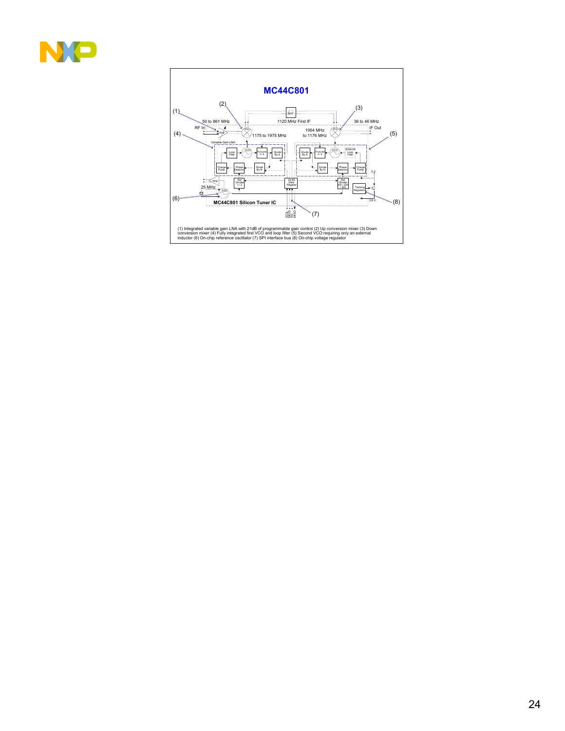MC44C801

(1)
(2)
(3)
(4)
(5)
(6)
(7)
(8)

50 to 861 MHz
1120 MHz First IF
36 to 46 MHz
RF In
IF Out
1175 to 1975 MHz
1064 MHz
to 1176 MHz
Variable Gain LNA
Amp
Mixer
BPF
Loop Filter
VCO
Prescaler 5 / 6
Divide By A
Charge Pump
Phase Detector
Divide By N
External Loop Filter
Ref Divider 1 / 2
22-Bit Data Register
Ref Divider 80 / 200 / 400
Tracking Regulator
5 V
3.6 V
25 MHz
OSC
SCL
SDA
EN
OSM
MC44C801 Silicon Tuner IC

(1) Integrated variable gain LNA with 21dB of programmable gain control (2) Up conversion mixer (3) Down conversion mixer (4) Fully integrated first VCO and loop filter (5) Second VCO requiring only an external inductor (6) On-chip reference oscillator (7) SPI interface bus (8) On-chip voltage regulator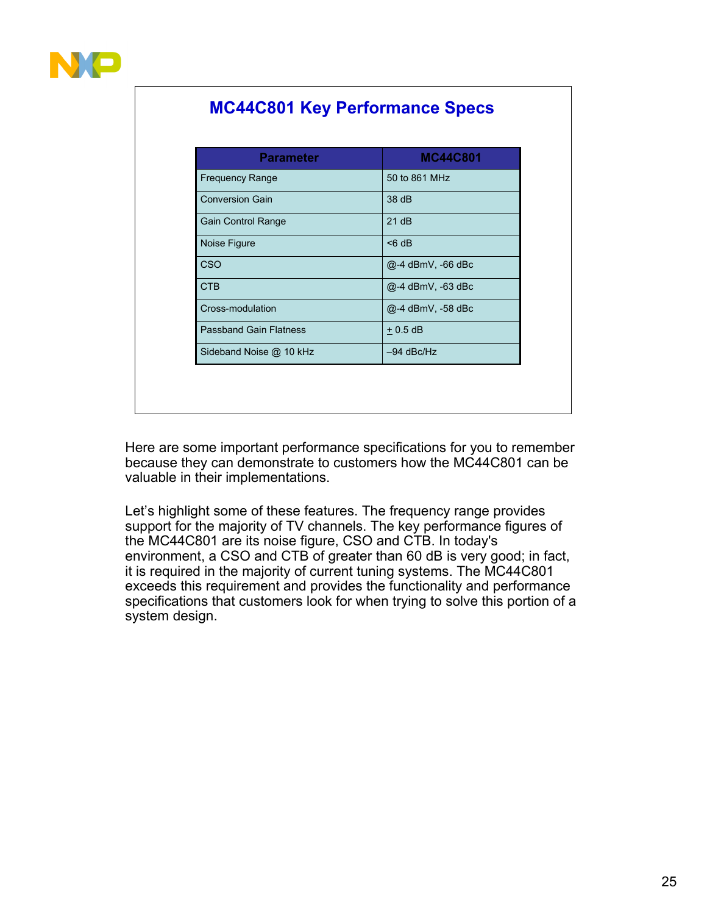## MC44C801 Key Performance Specs

| Parameter | MC44C801 |
|---|---|
| Frequency Range | 50 to 861 MHz |
| Conversion Gain | 38 dB |
| Gain Control Range | 21 dB |
| Noise Figure | <6 dB |
| CSO | @-4 dBmV, -66 dBc |
| CTB | @-4 dBmV, -63 dBc |
| Cross-modulation | @-4 dBmV, -58 dBc |
| Passband Gain Flatness | ± 0.5 dB |
| Sideband Noise @ 10 kHz | –94 dBc/Hz |

Here are some important performance specifications for you to remember because they can demonstrate to customers how the MC44C801 can be valuable in their implementations.

Let's highlight some of these features. The frequency range provides support for the majority of TV channels. The key performance figures of the MC44C801 are its noise figure, CSO and CTB. In today's environment, a CSO and CTB of greater than 60 dB is very good; in fact, it is required in the majority of current tuning systems. The MC44C801 exceeds this requirement and provides the functionality and performance specifications that customers look for when trying to solve this portion of a system design.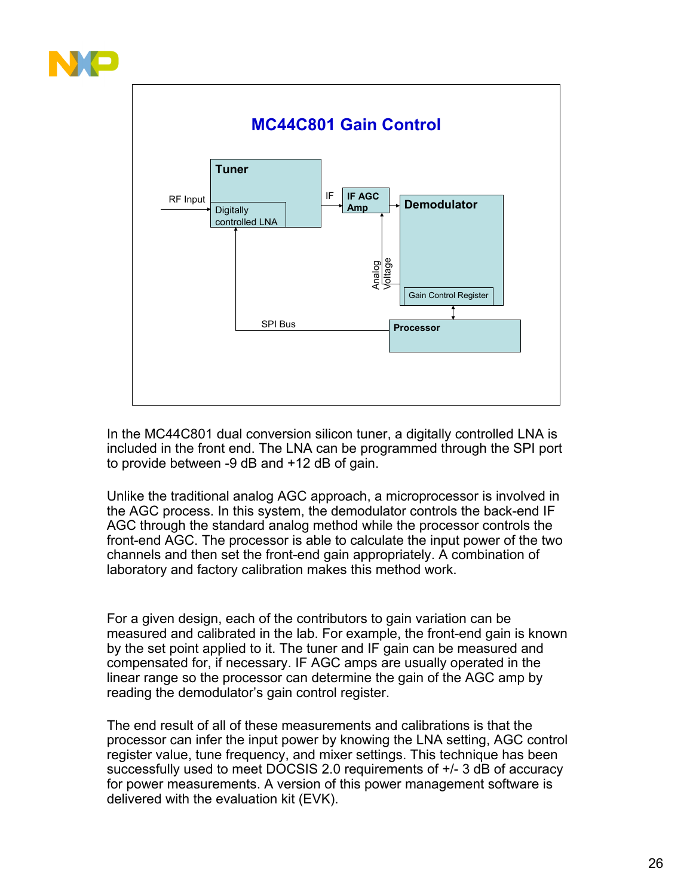## MC44C801 Gain Control

Tuner

RF Input

Digitally controlled LNA

IF

IF AGC Amp

Demodulator

Analog Voltage

Gain Control Register

SPI Bus

Processor

In the MC44C801 dual conversion silicon tuner, a digitally controlled LNA is included in the front end. The LNA can be programmed through the SPI port to provide between -9 dB and +12 dB of gain.

Unlike the traditional analog AGC approach, a microprocessor is involved in the AGC process. In this system, the demodulator controls the back-end IF AGC through the standard analog method while the processor controls the front-end AGC. The processor is able to calculate the input power of the two channels and then set the front-end gain appropriately. A combination of laboratory and factory calibration makes this method work.

For a given design, each of the contributors to gain variation can be measured and calibrated in the lab. For example, the front-end gain is known by the set point applied to it. The tuner and IF gain can be measured and compensated for, if necessary. IF AGC amps are usually operated in the linear range so the processor can determine the gain of the AGC amp by reading the demodulator's gain control register.

The end result of all of these measurements and calibrations is that the processor can infer the input power by knowing the LNA setting, AGC control register value, tune frequency, and mixer settings. This technique has been successfully used to meet DOCSIS 2.0 requirements of +/- 3 dB of accuracy for power measurements. A version of this power management software is delivered with the evaluation kit (EVK).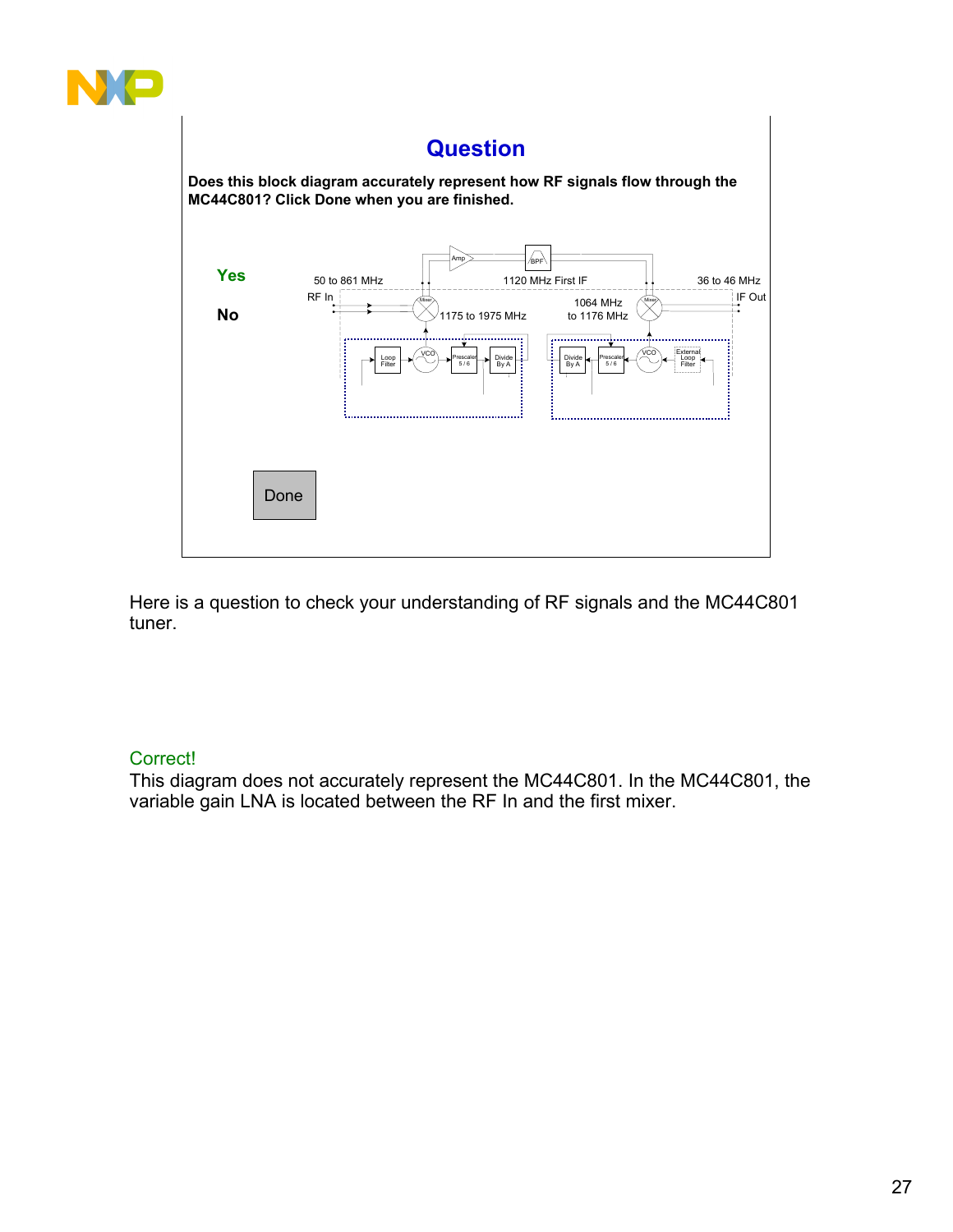## Question

**Does this block diagram accurately represent how RF signals flow through the MC44C801? Click Done when you are finished.**

Yes

No

50 to 861 MHz

RF In

Amp

BPF

1120 MHz First IF

36 to 46 MHz

IF Out

Mixer

1175 to 1975 MHz

1064 MHz to 1176 MHz

Mixer

Loop Filter

VCO

Prescaler 5 / 6

Divide By A

Divide By A

Prescaler 5 / 6

VCO

External Loop Filter

Done

Here is a question to check your understanding of RF signals and the MC44C801 tuner.

Correct!
This diagram does not accurately represent the MC44C801. In the MC44C801, the variable gain LNA is located between the RF In and the first mixer.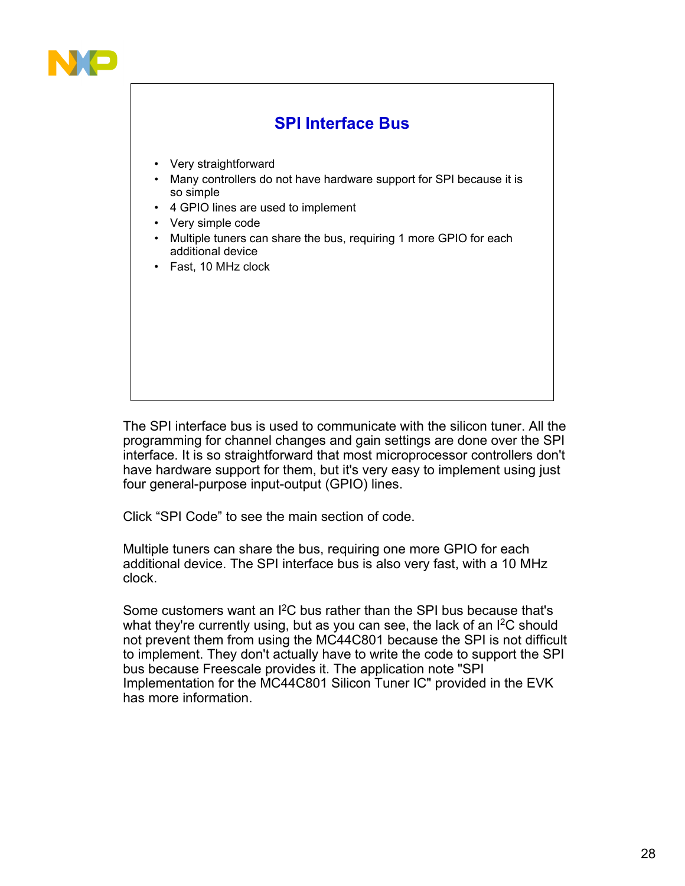## SPI Interface Bus

- Very straightforward
- Many controllers do not have hardware support for SPI because it is so simple
- 4 GPIO lines are used to implement
- Very simple code
- Multiple tuners can share the bus, requiring 1 more GPIO for each additional device
- Fast, 10 MHz clock

The SPI interface bus is used to communicate with the silicon tuner. All the programming for channel changes and gain settings are done over the SPI interface. It is so straightforward that most microprocessor controllers don't have hardware support for them, but it's very easy to implement using just four general-purpose input-output (GPIO) lines.

Click “SPI Code” to see the main section of code.

Multiple tuners can share the bus, requiring one more GPIO for each additional device. The SPI interface bus is also very fast, with a 10 MHz clock.

Some customers want an $I^2C$ bus rather than the SPI bus because that's what they're currently using, but as you can see, the lack of an $I^2C$ should not prevent them from using the MC44C801 because the SPI is not difficult to implement. They don't actually have to write the code to support the SPI bus because Freescale provides it. The application note "SPI Implementation for the MC44C801 Silicon Tuner IC" provided in the EVK has more information.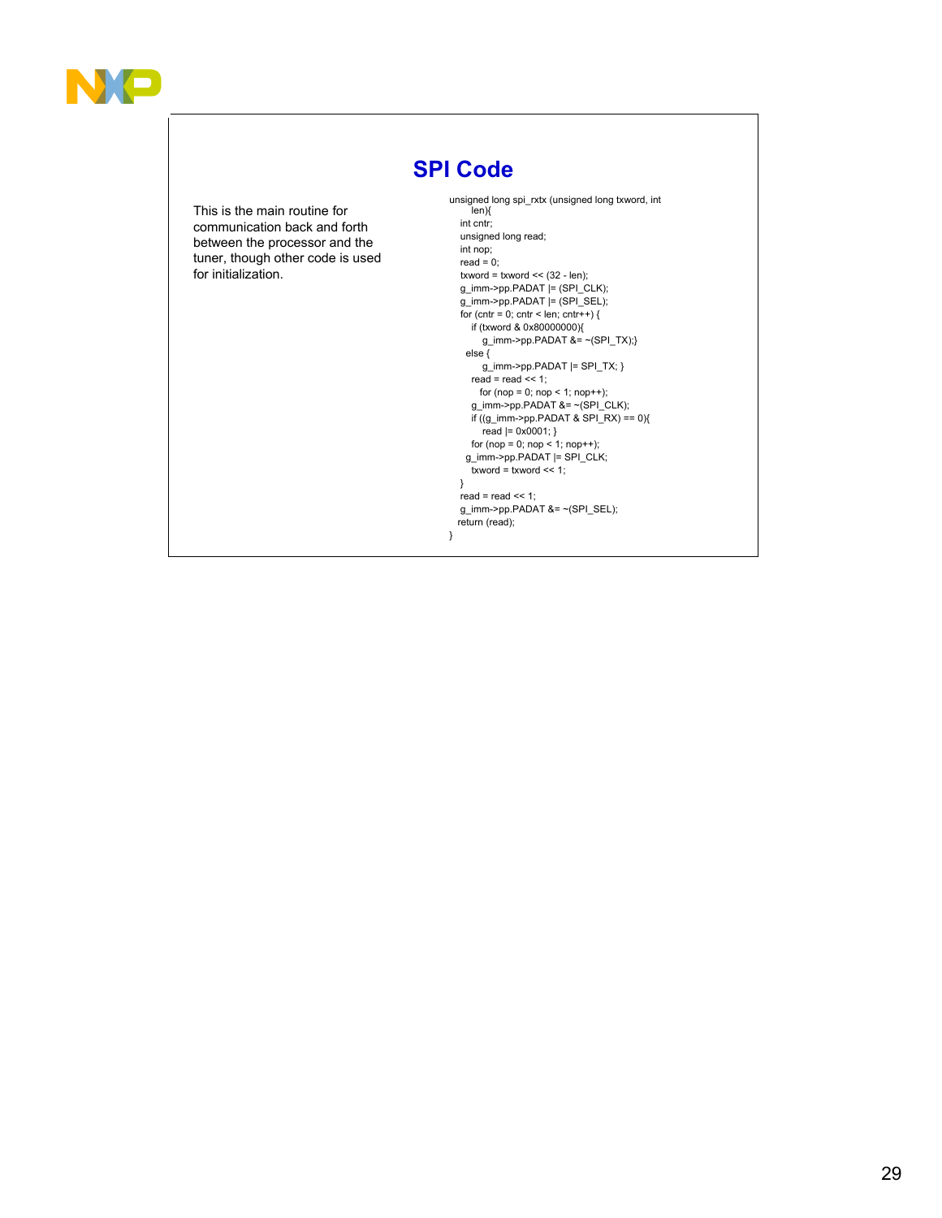# SPI Code

This is the main routine for communication back and forth between the processor and the tuner, though other code is used for initialization.

```
unsigned long spi_rxtx (unsigned long txword, int
      len){
   int cntr;
   unsigned long read;
   int nop;
   read = 0;
   txword = txword << (32 - len);
   g_imm->pp.PADAT |= (SPI_CLK);
   g_imm->pp.PADAT |= (SPI_SEL);
   for (cntr = 0; cntr < len; cntr++) {
      if (txword & 0x80000000){
         g_imm->pp.PADAT &= ~(SPI_TX);}
    else {
         g_imm->pp.PADAT |= SPI_TX; }
      read = read << 1;
        for (nop = 0; nop < 1; nop++);
      g_imm->pp.PADAT &= ~(SPI_CLK);
      if ((g_imm->pp.PADAT & SPI_RX) == 0){
         read |= 0x0001; }
      for (nop = 0; nop < 1; nop++);
    g_imm->pp.PADAT |= SPI_CLK;
      txword = txword << 1;
   }
   read = read << 1;
   g_imm->pp.PADAT &= ~(SPI_SEL);
  return (read);
}
```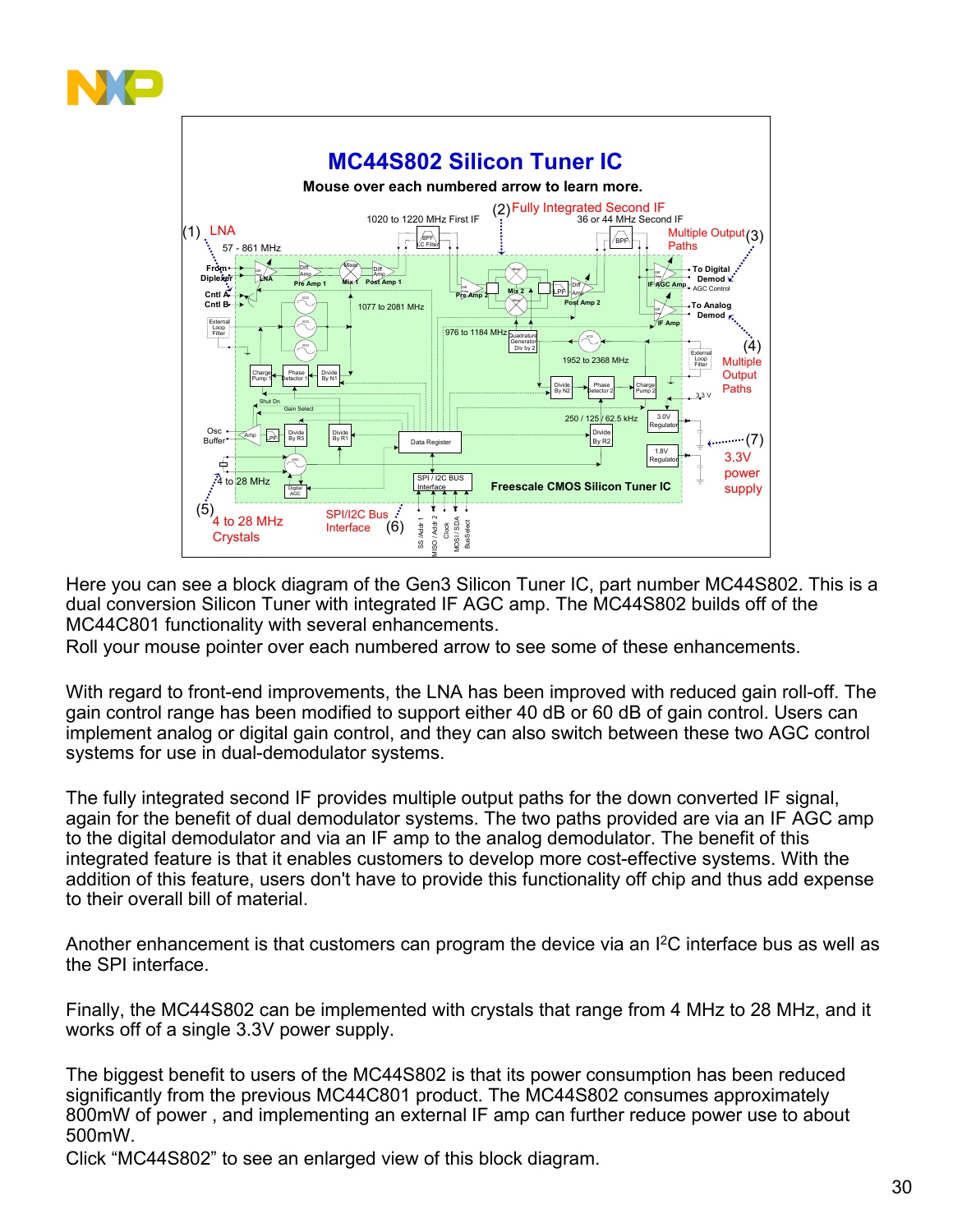MC44S802 Silicon Tuner IC

Mouse over each numbered arrow to learn more.

(1) LNA

(2) Fully Integrated Second IF

(3) Multiple Output Paths

(4) Multiple Output Paths

(5) 4 to 28 MHz Crystals

(6) SPI/I2C Bus Interface

(7) 3.3V power supply

57 - 861 MHz

1020 to 1220 MHz First IF

36 or 44 MHz Second IF

1077 to 2081 MHz

976 to 1184 MHz

1952 to 2368 MHz

250 / 125 / 62.5 kHz

4 to 28 MHz

From Diplexer

Cntl A

Cntl B

LNA

Pre Amp 1

Mix 1

Post Amp 1

Pre Amp 2

Mix 2

Post Amp 2

IF AGC Amp

IF Amp

To Digital Demod

AGC Control

To Analog Demod

External Loop Filter

Charge Pump

Phase Detector 1

Divide By N1

Quadrature Generator Div by 2

Divide By N2

Phase Detector 2

Charge Pump 2

Divide By R2

3.0V Regulator

1.8V Regulator

3.3 V

Osc Buffer

Amp

LPF

Divide By R3

Divide By R1

Data Register

Digital AGC

Shut Dn

Gain Select

SPI / I2C BUS Interface

Freescale CMOS Silicon Tuner IC

SS /Addr 1

MISO / Addr 2

Clock

MOSI / SDA

BusSelect

Here you can see a block diagram of the Gen3 Silicon Tuner IC, part number MC44S802. This is a dual conversion Silicon Tuner with integrated IF AGC amp. The MC44S802 builds off of the MC44C801 functionality with several enhancements.
Roll your mouse pointer over each numbered arrow to see some of these enhancements.

With regard to front-end improvements, the LNA has been improved with reduced gain roll-off. The gain control range has been modified to support either 40 dB or 60 dB of gain control. Users can implement analog or digital gain control, and they can also switch between these two AGC control systems for use in dual-demodulator systems.

The fully integrated second IF provides multiple output paths for the down converted IF signal, again for the benefit of dual demodulator systems. The two paths provided are via an IF AGC amp to the digital demodulator and via an IF amp to the analog demodulator. The benefit of this integrated feature is that it enables customers to develop more cost-effective systems. With the addition of this feature, users don't have to provide this functionality off chip and thus add expense to their overall bill of material.

Another enhancement is that customers can program the device via an I$^2$C interface bus as well as the SPI interface.

Finally, the MC44S802 can be implemented with crystals that range from 4 MHz to 28 MHz, and it works off of a single 3.3V power supply.

The biggest benefit to users of the MC44S802 is that its power consumption has been reduced significantly from the previous MC44C801 product. The MC44S802 consumes approximately 800mW of power , and implementing an external IF amp can further reduce power use to about 500mW.
Click “MC44S802” to see an enlarged view of this block diagram.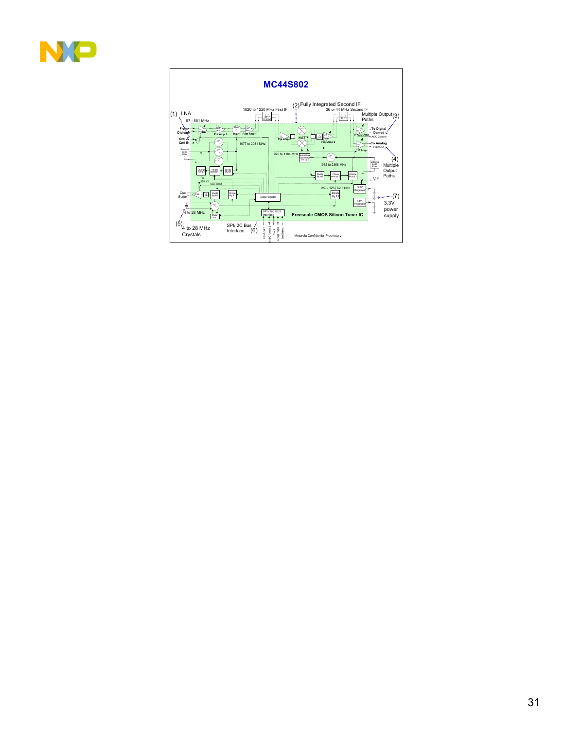MC44S802

(1) LNA

57 - 861 MHz

From Diplexer

Cntl A

Cntl B

1020 to 1220 MHz First IF

(2) Fully Integrated Second IF

36 or 44 MHz Second IF

Multiple Output Paths (3)

To Digital Demod

AGC Control

To Analog Demod

(4) Multiple Output Paths

LNA

Pre Amp 1

Mix 1

Post Amp 1

Pre Amp 2

Mix 2

Post Amp 2

IF AGC Amp

IF Amp

1077 to 2081 MHz

976 to 1184 MHz

1952 to 2368 MHz

250 / 125 / 62.5 kHz

Charge Pump

Phase Detector

Divide By N1

Divide By N2

Phase Detector

Charge Pump

Divide By R1

Divide By R2

Divide By R3

Data Register

SPI / I2C BUS Interface

3.0V Regulator

1.8V Regulator

3.3 V

Osc Buffer

4 to 28 MHz

(5) 4 to 28 MHz Crystals

SPI/I2C Bus Interface (6)

(7) 3.3V power supply

Freescale CMOS Silicon Tuner IC

Motorola Confidential Proprietary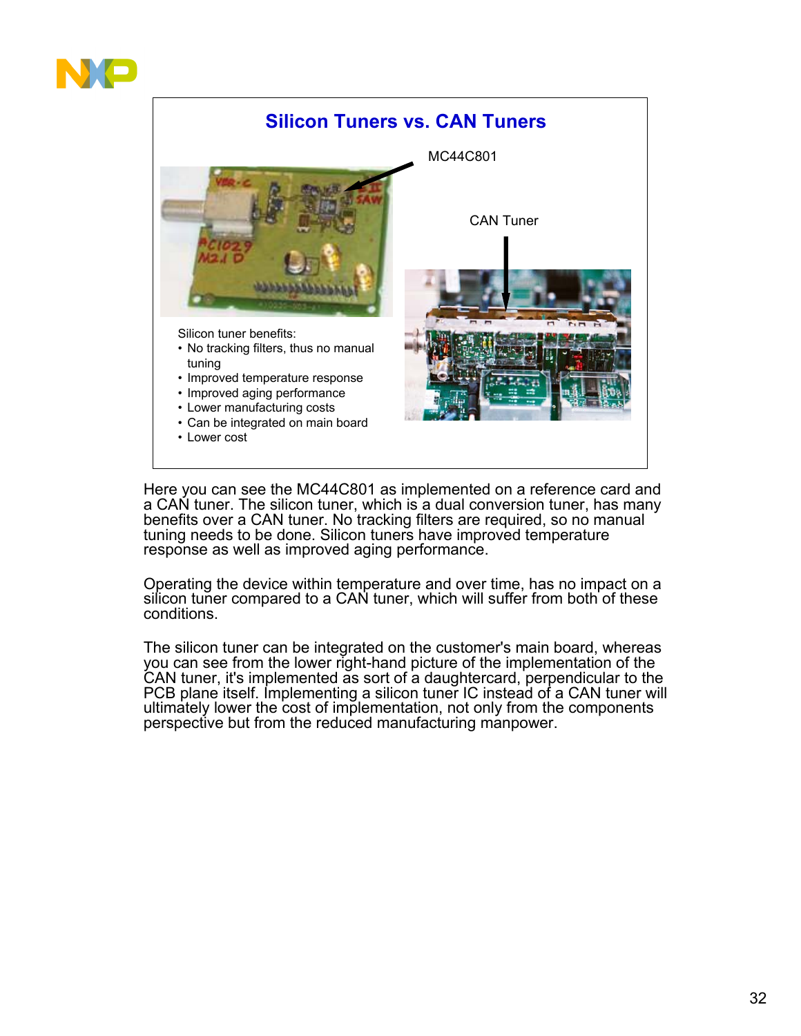## Silicon Tuners vs. CAN Tuners

MC44C801

CAN Tuner

Silicon tuner benefits:

- No tracking filters, thus no manual tuning
- Improved temperature response
- Improved aging performance
- Lower manufacturing costs
- Can be integrated on main board
- Lower cost

Here you can see the MC44C801 as implemented on a reference card and a CAN tuner. The silicon tuner, which is a dual conversion tuner, has many benefits over a CAN tuner. No tracking filters are required, so no manual tuning needs to be done. Silicon tuners have improved temperature response as well as improved aging performance.

Operating the device within temperature and over time, has no impact on a silicon tuner compared to a CAN tuner, which will suffer from both of these conditions.

The silicon tuner can be integrated on the customer's main board, whereas you can see from the lower right-hand picture of the implementation of the CAN tuner, it's implemented as sort of a daughtercard, perpendicular to the PCB plane itself. Implementing a silicon tuner IC instead of a CAN tuner will ultimately lower the cost of implementation, not only from the components perspective but from the reduced manufacturing manpower.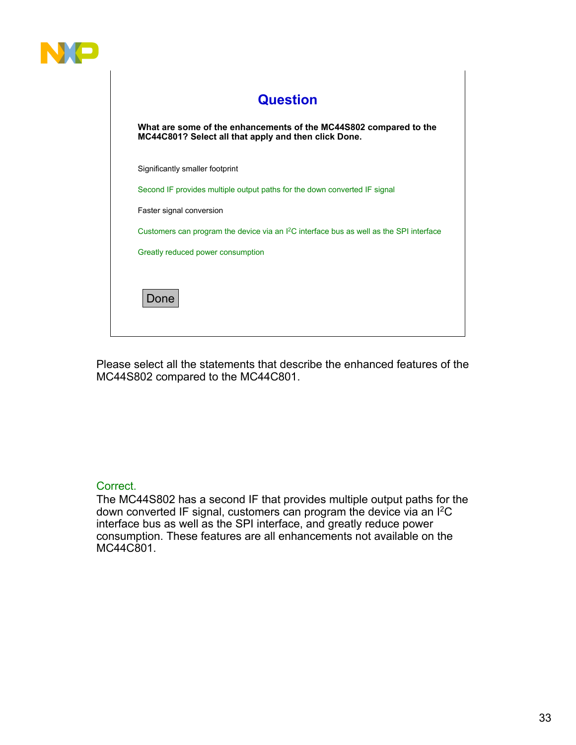## Question

**What are some of the enhancements of the MC44S802 compared to the MC44C801? Select all that apply and then click Done.**

Significantly smaller footprint

Second IF provides multiple output paths for the down converted IF signal

Faster signal conversion

Customers can program the device via an $I^2C$ interface bus as well as the SPI interface

Greatly reduced power consumption

Done

Please select all the statements that describe the enhanced features of the MC44S802 compared to the MC44C801.

Correct.

The MC44S802 has a second IF that provides multiple output paths for the down converted IF signal, customers can program the device via an $I^2C$ interface bus as well as the SPI interface, and greatly reduce power consumption. These features are all enhancements not available on the MC44C801.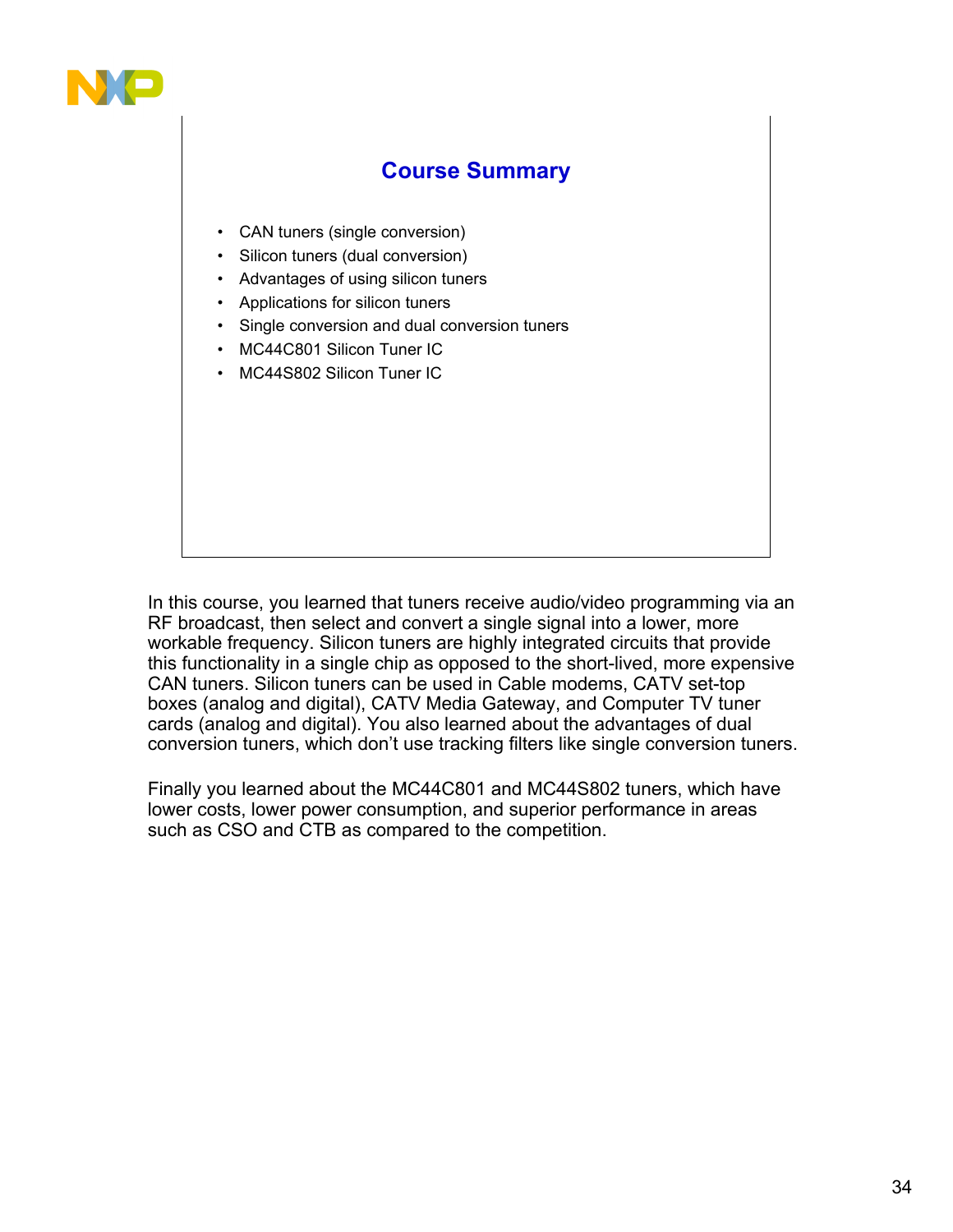## Course Summary

- CAN tuners (single conversion)
- Silicon tuners (dual conversion)
- Advantages of using silicon tuners
- Applications for silicon tuners
- Single conversion and dual conversion tuners
- MC44C801 Silicon Tuner IC
- MC44S802 Silicon Tuner IC

In this course, you learned that tuners receive audio/video programming via an RF broadcast, then select and convert a single signal into a lower, more workable frequency. Silicon tuners are highly integrated circuits that provide this functionality in a single chip as opposed to the short-lived, more expensive CAN tuners. Silicon tuners can be used in Cable modems, CATV set-top boxes (analog and digital), CATV Media Gateway, and Computer TV tuner cards (analog and digital). You also learned about the advantages of dual conversion tuners, which don't use tracking filters like single conversion tuners.

Finally you learned about the MC44C801 and MC44S802 tuners, which have lower costs, lower power consumption, and superior performance in areas such as CSO and CTB as compared to the competition.